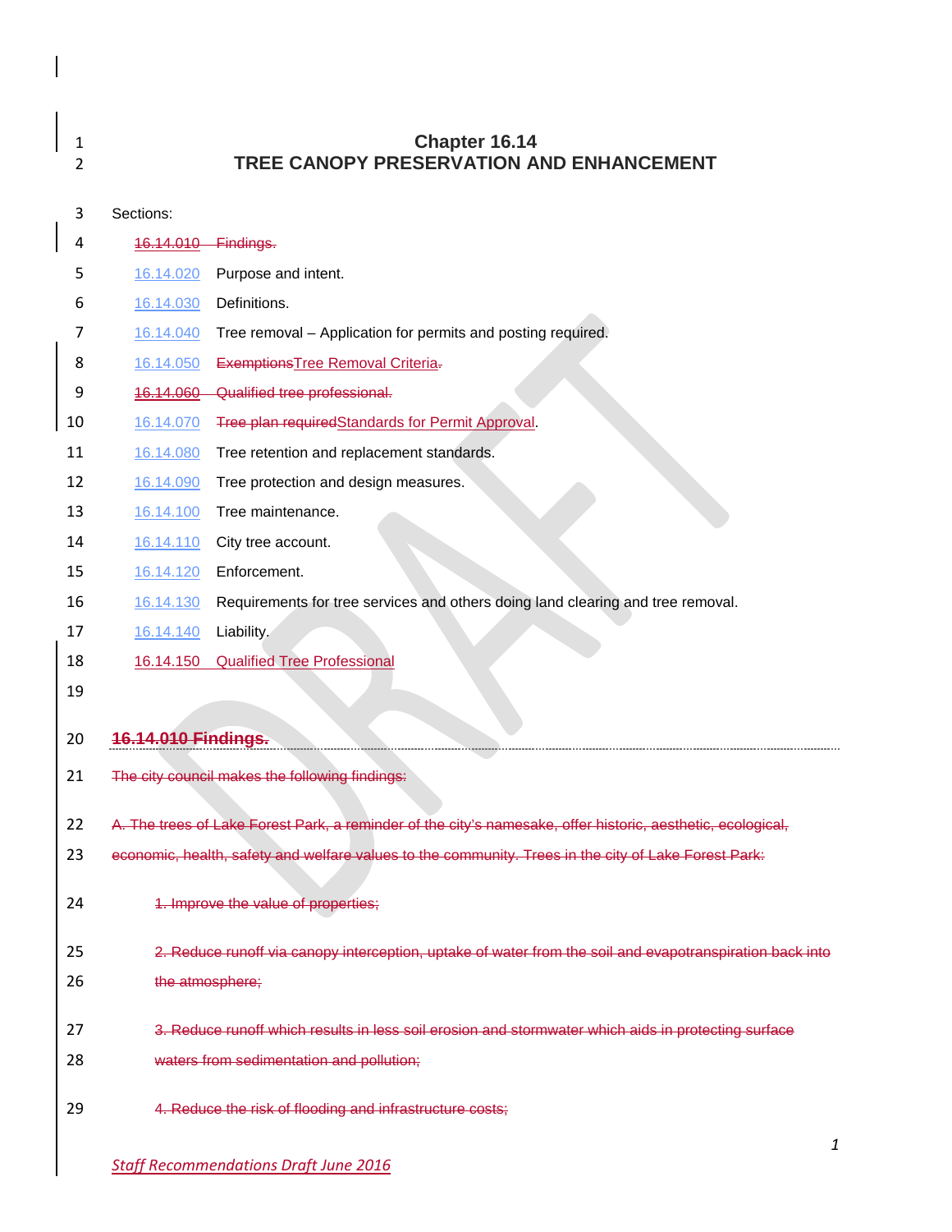# Chapter 16.14
# TREE CANOPY PRESERVATION AND ENHANCEMENT

Sections:

~~16.14.010 Findings.~~

16.14.020 Purpose and intent.

16.14.030 Definitions.

16.14.040 Tree removal – Application for permits and posting required.

16.14.050 ~~Exemptions~~Tree Removal Criteria~~.~~

~~16.14.060 Qualified tree professional.~~

16.14.070 ~~Tree plan required~~Standards for Permit Approval.

16.14.080 Tree retention and replacement standards.

16.14.090 Tree protection and design measures.

16.14.100 Tree maintenance.

16.14.110 City tree account.

16.14.120 Enforcement.

16.14.130 Requirements for tree services and others doing land clearing and tree removal.

16.14.140 Liability.

16.14.150 Qualified Tree Professional

## ~~16.14.010 Findings.~~

~~The city council makes the following findings:~~

~~A. The trees of Lake Forest Park, a reminder of the city's namesake, offer historic, aesthetic, ecological, economic, health, safety and welfare values to the community. Trees in the city of Lake Forest Park:~~

~~1. Improve the value of properties;~~

~~2. Reduce runoff via canopy interception, uptake of water from the soil and evapotranspiration back into the atmosphere;~~

~~3. Reduce runoff which results in less soil erosion and stormwater which aids in protecting surface waters from sedimentation and pollution;~~

~~4. Reduce the risk of flooding and infrastructure costs;~~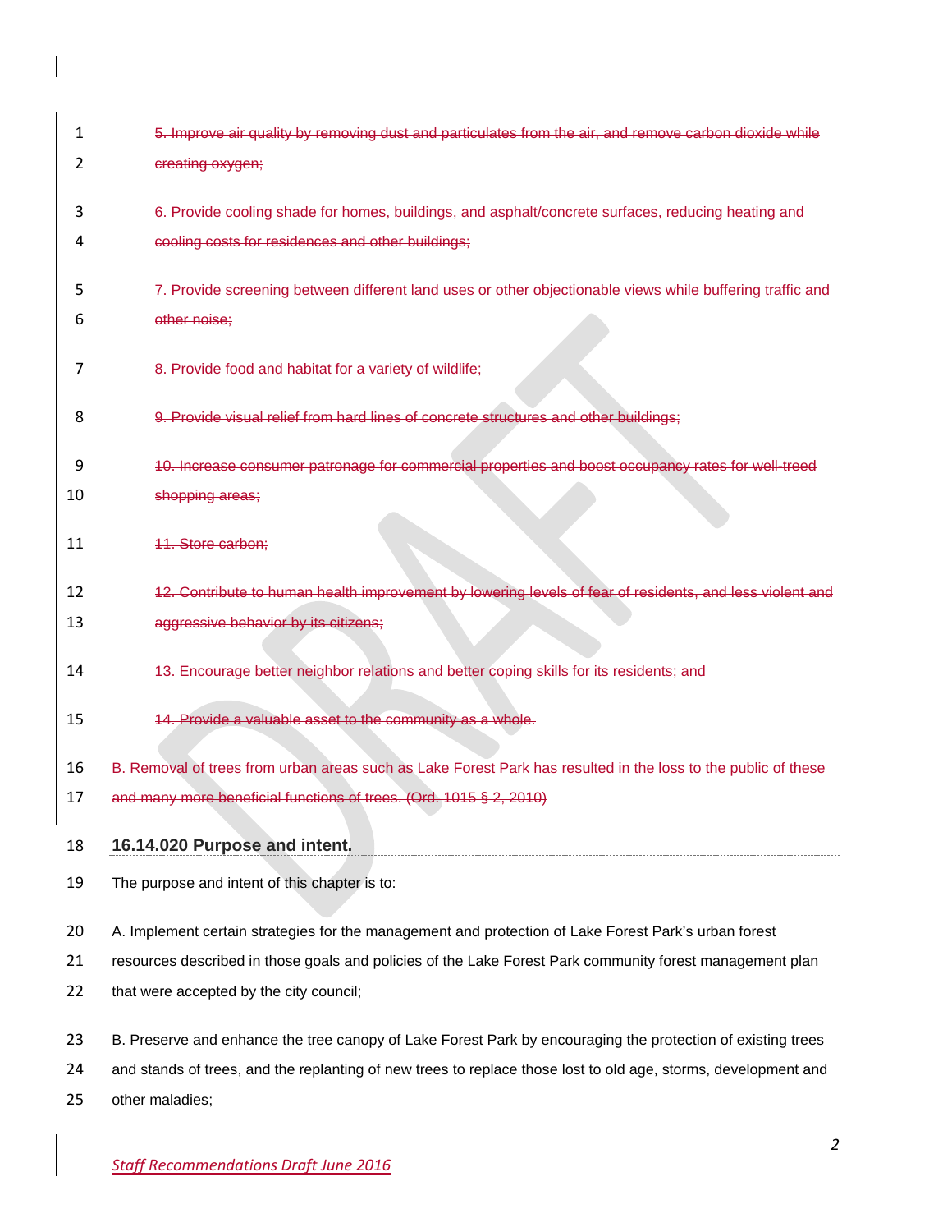~~5. Improve air quality by removing dust and particulates from the air, and remove carbon dioxide while creating oxygen;~~

~~6. Provide cooling shade for homes, buildings, and asphalt/concrete surfaces, reducing heating and cooling costs for residences and other buildings;~~

~~7. Provide screening between different land uses or other objectionable views while buffering traffic and other noise;~~

~~8. Provide food and habitat for a variety of wildlife;~~

~~9. Provide visual relief from hard lines of concrete structures and other buildings;~~

~~10. Increase consumer patronage for commercial properties and boost occupancy rates for well-treed shopping areas;~~

~~11. Store carbon;~~

~~12. Contribute to human health improvement by lowering levels of fear of residents, and less violent and aggressive behavior by its citizens;~~

~~13. Encourage better neighbor relations and better coping skills for its residents; and~~

~~14. Provide a valuable asset to the community as a whole.~~

~~B. Removal of trees from urban areas such as Lake Forest Park has resulted in the loss to the public of these and many more beneficial functions of trees. (Ord. 1015 § 2, 2010)~~

### 16.14.020 Purpose and intent.

The purpose and intent of this chapter is to:

A. Implement certain strategies for the management and protection of Lake Forest Park's urban forest resources described in those goals and policies of the Lake Forest Park community forest management plan that were accepted by the city council;

B. Preserve and enhance the tree canopy of Lake Forest Park by encouraging the protection of existing trees and stands of trees, and the replanting of new trees to replace those lost to old age, storms, development and other maladies;

*Staff Recommendations Draft June 2016*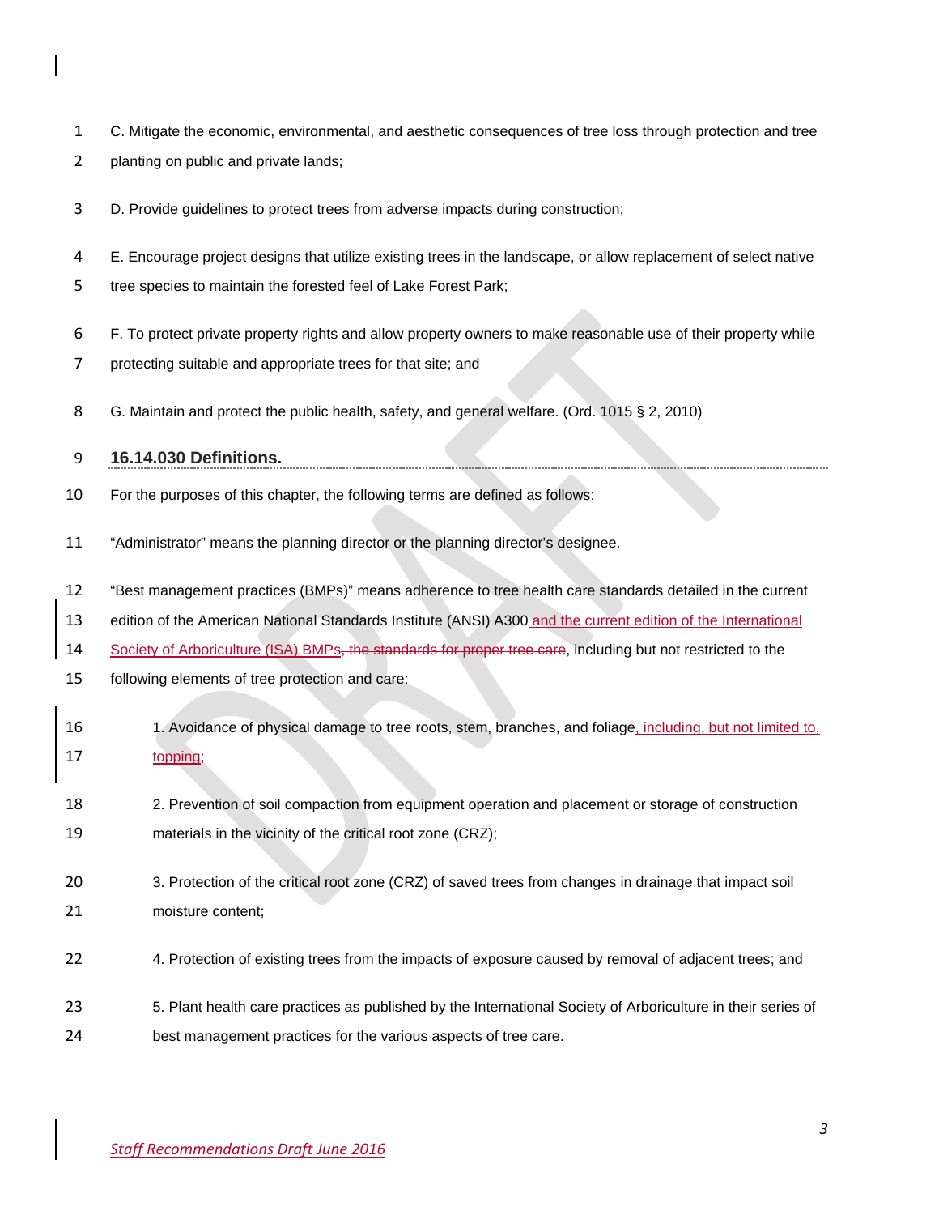C. Mitigate the economic, environmental, and aesthetic consequences of tree loss through protection and tree planting on public and private lands;

D. Provide guidelines to protect trees from adverse impacts during construction;

E. Encourage project designs that utilize existing trees in the landscape, or allow replacement of select native tree species to maintain the forested feel of Lake Forest Park;

F. To protect private property rights and allow property owners to make reasonable use of their property while protecting suitable and appropriate trees for that site; and

G. Maintain and protect the public health, safety, and general welfare. (Ord. 1015 § 2, 2010)

### 16.14.030 Definitions.

For the purposes of this chapter, the following terms are defined as follows:

"Administrator" means the planning director or the planning director's designee.

"Best management practices (BMPs)" means adherence to tree health care standards detailed in the current edition of the American National Standards Institute (ANSI) A300 and the current edition of the International Society of Arboriculture (ISA) BMPs~~, the standards for proper tree care~~, including but not restricted to the following elements of tree protection and care:

1. Avoidance of physical damage to tree roots, stem, branches, and foliage, including, but not limited to, topping;

2. Prevention of soil compaction from equipment operation and placement or storage of construction materials in the vicinity of the critical root zone (CRZ);

3. Protection of the critical root zone (CRZ) of saved trees from changes in drainage that impact soil moisture content;

4. Protection of existing trees from the impacts of exposure caused by removal of adjacent trees; and

5. Plant health care practices as published by the International Society of Arboriculture in their series of best management practices for the various aspects of tree care.

*Staff Recommendations Draft June 2016*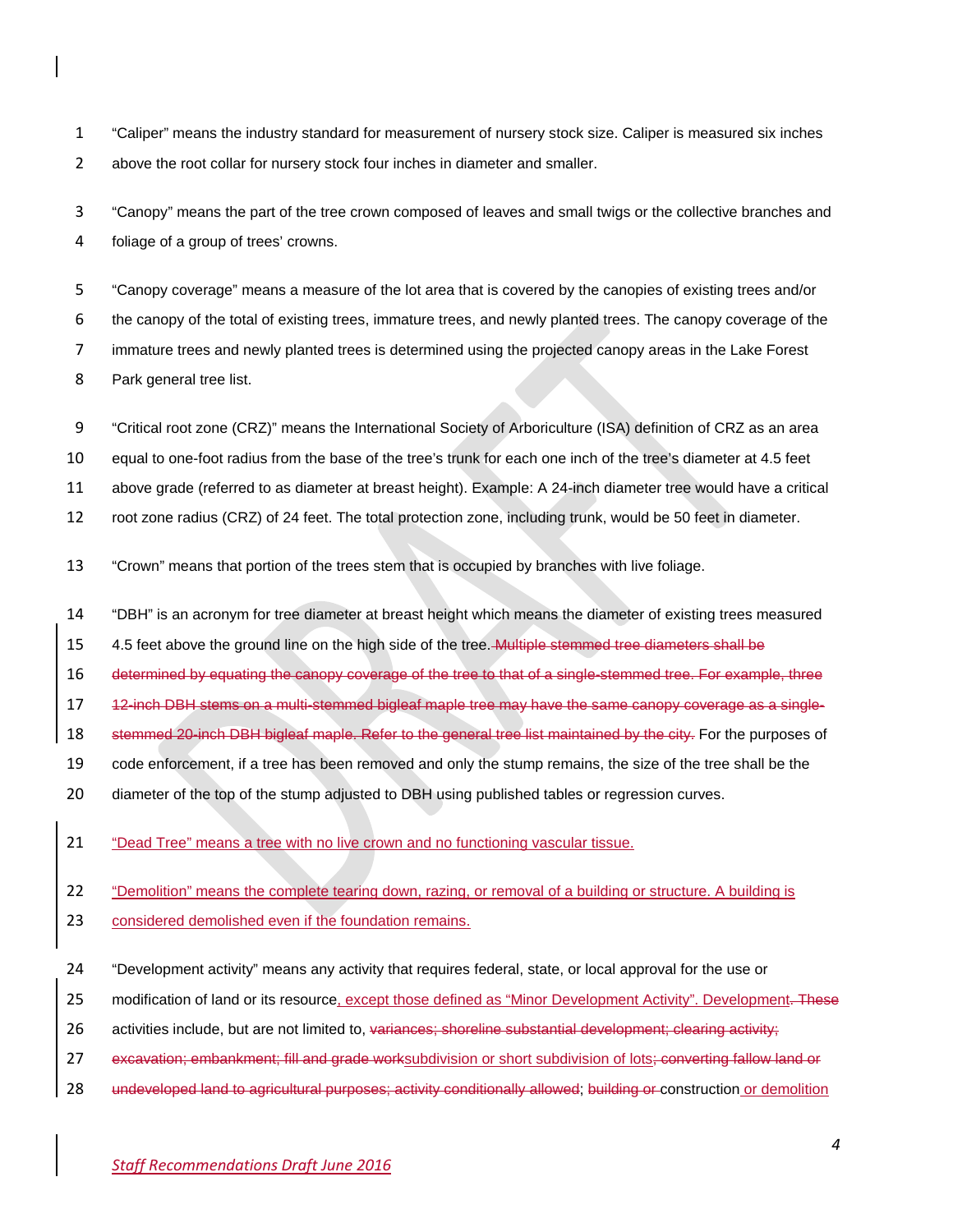"Caliper" means the industry standard for measurement of nursery stock size. Caliper is measured six inches above the root collar for nursery stock four inches in diameter and smaller.

"Canopy" means the part of the tree crown composed of leaves and small twigs or the collective branches and foliage of a group of trees' crowns.

"Canopy coverage" means a measure of the lot area that is covered by the canopies of existing trees and/or the canopy of the total of existing trees, immature trees, and newly planted trees. The canopy coverage of the immature trees and newly planted trees is determined using the projected canopy areas in the Lake Forest Park general tree list.

"Critical root zone (CRZ)" means the International Society of Arboriculture (ISA) definition of CRZ as an area equal to one-foot radius from the base of the tree's trunk for each one inch of the tree's diameter at 4.5 feet above grade (referred to as diameter at breast height). Example: A 24-inch diameter tree would have a critical root zone radius (CRZ) of 24 feet. The total protection zone, including trunk, would be 50 feet in diameter.

"Crown" means that portion of the trees stem that is occupied by branches with live foliage.

"DBH" is an acronym for tree diameter at breast height which means the diameter of existing trees measured 4.5 feet above the ground line on the high side of the tree. ~~Multiple stemmed tree diameters shall be determined by equating the canopy coverage of the tree to that of a single-stemmed tree. For example, three 12-inch DBH stems on a multi-stemmed bigleaf maple tree may have the same canopy coverage as a single-stemmed 20-inch DBH bigleaf maple. Refer to the general tree list maintained by the city.~~ For the purposes of code enforcement, if a tree has been removed and only the stump remains, the size of the tree shall be the diameter of the top of the stump adjusted to DBH using published tables or regression curves.

<u>"Dead Tree" means a tree with no live crown and no functioning vascular tissue.</u>

<u>"Demolition" means the complete tearing down, razing, or removal of a building or structure. A building is considered demolished even if the foundation remains.</u>

"Development activity" means any activity that requires federal, state, or local approval for the use or modification of land or its resource<u>, except those defined as "Minor Development Activity". Development</u>~~. These~~ activities include, but are not limited to, ~~variances; shoreline substantial development; clearing activity; excavation; embankment; fill and grade work~~<u>subdivision or short subdivision of lots</u>~~; converting fallow land or undeveloped land to agricultural purposes; activity conditionally allowed~~; ~~building or~~ construction<u> or demolition</u>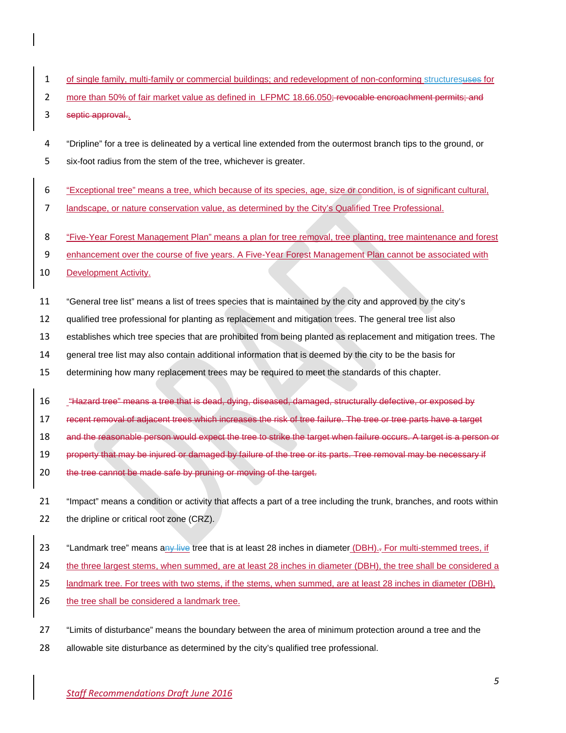of single family, multi-family or commercial buildings; and redevelopment of non-conforming structuresuses for more than 50% of fair market value as defined in LFPMC 18.66.050; revocable encroachment permits; and septic approval..

"Dripline" for a tree is delineated by a vertical line extended from the outermost branch tips to the ground, or six-foot radius from the stem of the tree, whichever is greater.

"Exceptional tree" means a tree, which because of its species, age, size or condition, is of significant cultural, landscape, or nature conservation value, as determined by the City's Qualified Tree Professional.

"Five-Year Forest Management Plan" means a plan for tree removal, tree planting, tree maintenance and forest enhancement over the course of five years. A Five-Year Forest Management Plan cannot be associated with Development Activity.

"General tree list" means a list of trees species that is maintained by the city and approved by the city's qualified tree professional for planting as replacement and mitigation trees. The general tree list also establishes which tree species that are prohibited from being planted as replacement and mitigation trees. The general tree list may also contain additional information that is deemed by the city to be the basis for determining how many replacement trees may be required to meet the standards of this chapter.

~~"Hazard tree" means a tree that is dead, dying, diseased, damaged, structurally defective, or exposed by recent removal of adjacent trees which increases the risk of tree failure. The tree or tree parts have a target and the reasonable person would expect the tree to strike the target when failure occurs. A target is a person or property that may be injured or damaged by failure of the tree or its parts. Tree removal may be necessary if the tree cannot be made safe by pruning or moving of the target.~~

"Impact" means a condition or activity that affects a part of a tree including the trunk, branches, and roots within the dripline or critical root zone (CRZ).

"Landmark tree" means any live tree that is at least 28 inches in diameter (DBH).. For multi-stemmed trees, if the three largest stems, when summed, are at least 28 inches in diameter (DBH), the tree shall be considered a landmark tree. For trees with two stems, if the stems, when summed, are at least 28 inches in diameter (DBH), the tree shall be considered a landmark tree.

"Limits of disturbance" means the boundary between the area of minimum protection around a tree and the allowable site disturbance as determined by the city's qualified tree professional.

*Staff Recommendations Draft June 2016*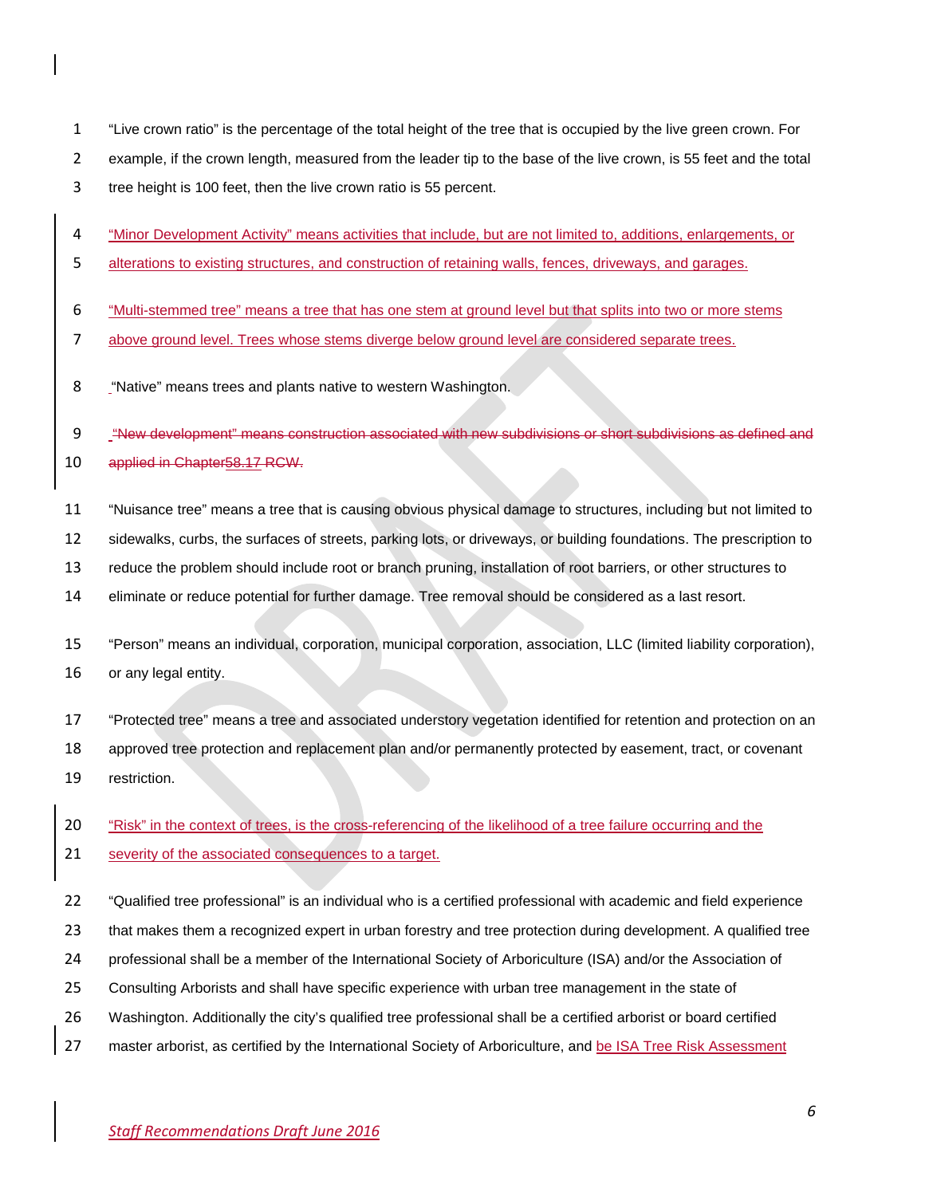"Live crown ratio" is the percentage of the total height of the tree that is occupied by the live green crown. For example, if the crown length, measured from the leader tip to the base of the live crown, is 55 feet and the total tree height is 100 feet, then the live crown ratio is 55 percent.

"Minor Development Activity" means activities that include, but are not limited to, additions, enlargements, or alterations to existing structures, and construction of retaining walls, fences, driveways, and garages.

"Multi-stemmed tree" means a tree that has one stem at ground level but that splits into two or more stems above ground level. Trees whose stems diverge below ground level are considered separate trees.

"Native" means trees and plants native to western Washington.

~~"New development" means construction associated with new subdivisions or short subdivisions as defined and applied in Chapter58.17 RCW.~~

"Nuisance tree" means a tree that is causing obvious physical damage to structures, including but not limited to sidewalks, curbs, the surfaces of streets, parking lots, or driveways, or building foundations. The prescription to reduce the problem should include root or branch pruning, installation of root barriers, or other structures to eliminate or reduce potential for further damage. Tree removal should be considered as a last resort.

"Person" means an individual, corporation, municipal corporation, association, LLC (limited liability corporation), or any legal entity.

"Protected tree" means a tree and associated understory vegetation identified for retention and protection on an approved tree protection and replacement plan and/or permanently protected by easement, tract, or covenant restriction.

"Risk" in the context of trees, is the cross-referencing of the likelihood of a tree failure occurring and the severity of the associated consequences to a target.

"Qualified tree professional" is an individual who is a certified professional with academic and field experience that makes them a recognized expert in urban forestry and tree protection during development. A qualified tree professional shall be a member of the International Society of Arboriculture (ISA) and/or the Association of Consulting Arborists and shall have specific experience with urban tree management in the state of Washington. Additionally the city's qualified tree professional shall be a certified arborist or board certified master arborist, as certified by the International Society of Arboriculture, and be ISA Tree Risk Assessment

*Staff Recommendations Draft June 2016*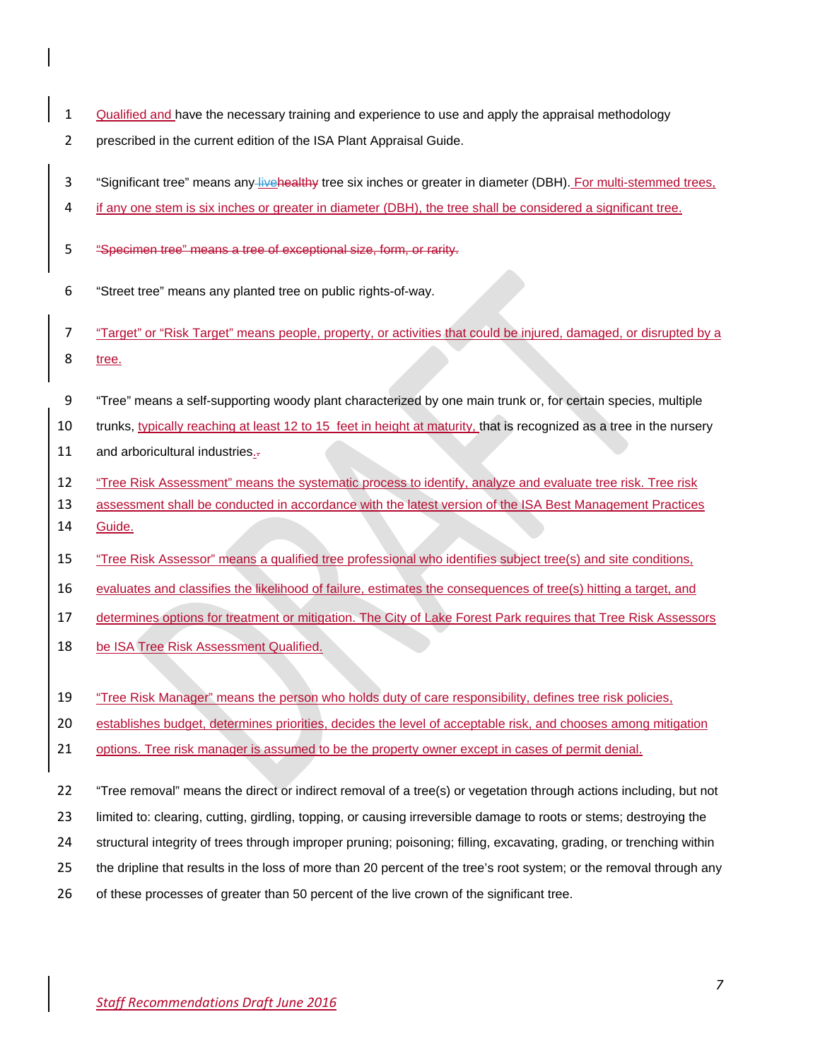Qualified and have the necessary training and experience to use and apply the appraisal methodology prescribed in the current edition of the ISA Plant Appraisal Guide.

"Significant tree" means any ~~live~~healthy tree six inches or greater in diameter (DBH). For multi-stemmed trees, if any one stem is six inches or greater in diameter (DBH), the tree shall be considered a significant tree.

~~"Specimen tree" means a tree of exceptional size, form, or rarity.~~

"Street tree" means any planted tree on public rights-of-way.

"Target" or "Risk Target" means people, property, or activities that could be injured, damaged, or disrupted by a tree.

"Tree" means a self-supporting woody plant characterized by one main trunk or, for certain species, multiple trunks, typically reaching at least 12 to 15 feet in height at maturity, that is recognized as a tree in the nursery and arboricultural industries.

"Tree Risk Assessment" means the systematic process to identify, analyze and evaluate tree risk. Tree risk assessment shall be conducted in accordance with the latest version of the ISA Best Management Practices Guide.

"Tree Risk Assessor" means a qualified tree professional who identifies subject tree(s) and site conditions, evaluates and classifies the likelihood of failure, estimates the consequences of tree(s) hitting a target, and determines options for treatment or mitigation. The City of Lake Forest Park requires that Tree Risk Assessors be ISA Tree Risk Assessment Qualified.

"Tree Risk Manager" means the person who holds duty of care responsibility, defines tree risk policies, establishes budget, determines priorities, decides the level of acceptable risk, and chooses among mitigation options. Tree risk manager is assumed to be the property owner except in cases of permit denial.

"Tree removal" means the direct or indirect removal of a tree(s) or vegetation through actions including, but not limited to: clearing, cutting, girdling, topping, or causing irreversible damage to roots or stems; destroying the structural integrity of trees through improper pruning; poisoning; filling, excavating, grading, or trenching within the dripline that results in the loss of more than 20 percent of the tree's root system; or the removal through any of these processes of greater than 50 percent of the live crown of the significant tree.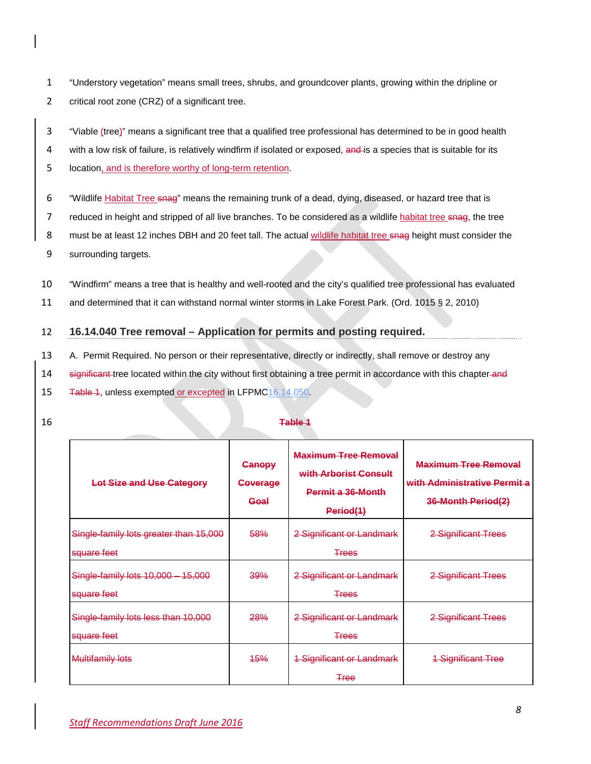"Understory vegetation" means small trees, shrubs, and groundcover plants, growing within the dripline or critical root zone (CRZ) of a significant tree.

"Viable (tree)" means a significant tree that a qualified tree professional has determined to be in good health with a low risk of failure, is relatively windfirm if isolated or exposed, ~~and~~ is a species that is suitable for its location, and is therefore worthy of long-term retention.

"Wildlife Habitat Tree ~~snag~~" means the remaining trunk of a dead, dying, diseased, or hazard tree that is reduced in height and stripped of all live branches. To be considered as a wildlife habitat tree ~~snag~~, the tree must be at least 12 inches DBH and 20 feet tall. The actual wildlife habitat tree ~~snag~~ height must consider the surrounding targets.

"Windfirm" means a tree that is healthy and well-rooted and the city's qualified tree professional has evaluated and determined that it can withstand normal winter storms in Lake Forest Park. (Ord. 1015 § 2, 2010)

## 16.14.040 Tree removal – Application for permits and posting required.

A. Permit Required. No person or their representative, directly or indirectly, shall remove or destroy any ~~significant~~ tree located within the city without first obtaining a tree permit in accordance with this chapter ~~and Table 1~~, unless exempted or excepted in LFPMC 16.14.050.

~~**Table 1**~~

| ~~Lot Size and Use Category~~ | ~~Canopy Coverage Goal~~ | ~~Maximum Tree Removal with Arborist Consult Permit a 36-Month Period(1)~~ | ~~Maximum Tree Removal with Administrative Permit a 36-Month Period(2)~~ |
|---|---|---|---|
| ~~Single-family lots greater than 15,000 square feet~~ | ~~58%~~ | ~~2 Significant or Landmark Trees~~ | ~~2 Significant Trees~~ |
| ~~Single-family lots 10,000 – 15,000 square feet~~ | ~~39%~~ | ~~2 Significant or Landmark Trees~~ | ~~2 Significant Trees~~ |
| ~~Single-family lots less than 10,000 square feet~~ | ~~28%~~ | ~~2 Significant or Landmark Trees~~ | ~~2 Significant Trees~~ |
| ~~Multifamily lots~~ | ~~15%~~ | ~~1 Significant or Landmark Tree~~ | ~~1 Significant Tree~~ |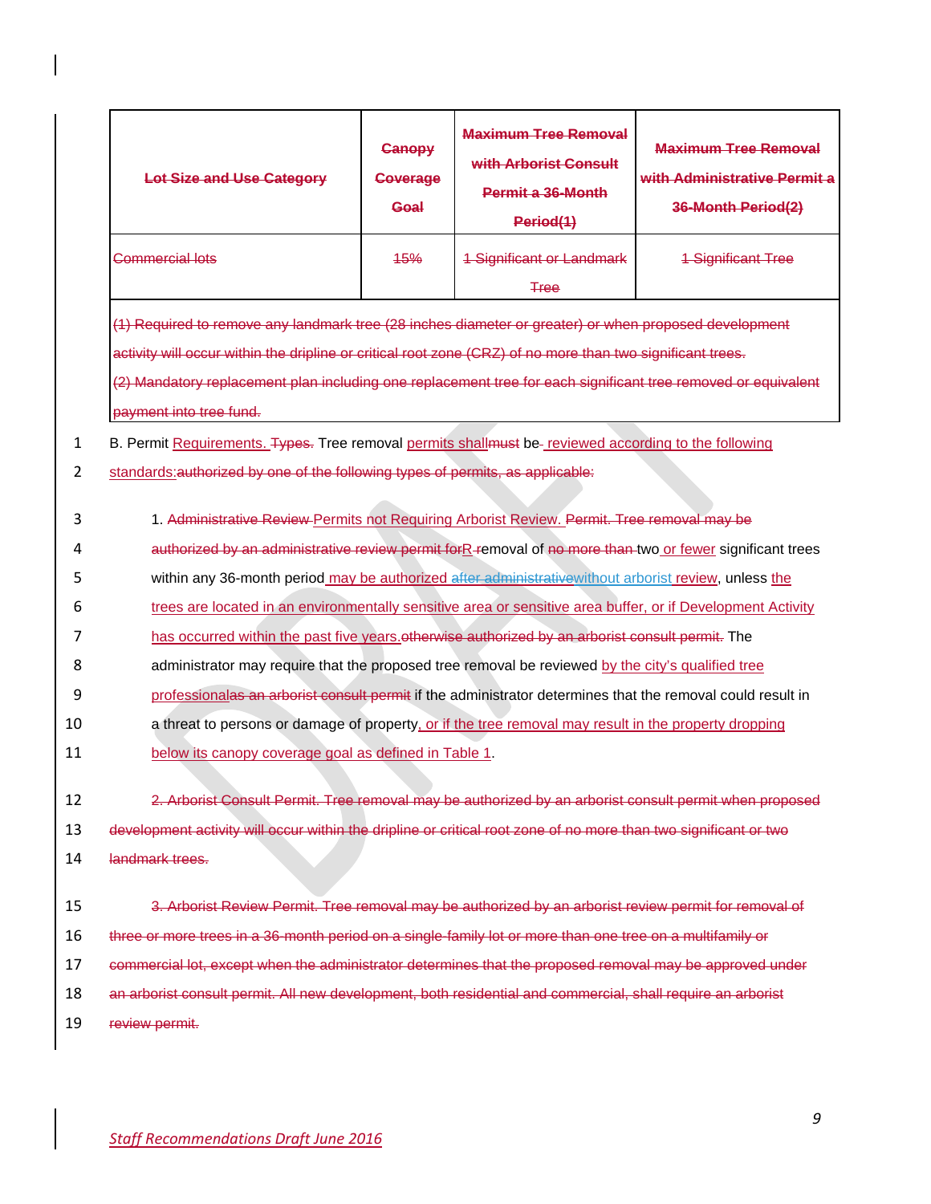| Lot Size and Use Category | Canopy Coverage Goal | Maximum Tree Removal with Arborist Consult Permit a 36-Month Period(1) | Maximum Tree Removal with Administrative Permit a 36-Month Period(2) |
|---|---|---|---|
| Commercial lots | 15% | 1 Significant or Landmark Tree | 1 Significant Tree |

(1) Required to remove any landmark tree (28 inches diameter or greater) or when proposed development activity will occur within the dripline or critical root zone (CRZ) of no more than two significant trees.

(2) Mandatory replacement plan including one replacement tree for each significant tree removed or equivalent payment into tree fund.

B. Permit Requirements. Types. Tree removal permits shallmust be- reviewed according to the following standards:authorized by one of the following types of permits, as applicable:

1. Administrative Review Permits not Requiring Arborist Review. Permit. Tree removal may be authorized by an administrative review permit forR-removal of no more than two or fewer significant trees within any 36-month period may be authorized after administrativewithout arborist review, unless the trees are located in an environmentally sensitive area or sensitive area buffer, or if Development Activity has occurred within the past five years.otherwise authorized by an arborist consult permit. The administrator may require that the proposed tree removal be reviewed by the city's qualified tree professionalas an arborist consult permit if the administrator determines that the removal could result in a threat to persons or damage of property, or if the tree removal may result in the property dropping below its canopy coverage goal as defined in Table 1.

2. Arborist Consult Permit. Tree removal may be authorized by an arborist consult permit when proposed development activity will occur within the dripline or critical root zone of no more than two significant or two landmark trees.

3. Arborist Review Permit. Tree removal may be authorized by an arborist review permit for removal of three or more trees in a 36-month period on a single-family lot or more than one tree on a multifamily or commercial lot, except when the administrator determines that the proposed removal may be approved under an arborist consult permit. All new development, both residential and commercial, shall require an arborist review permit.

*Staff Recommendations Draft June 2016*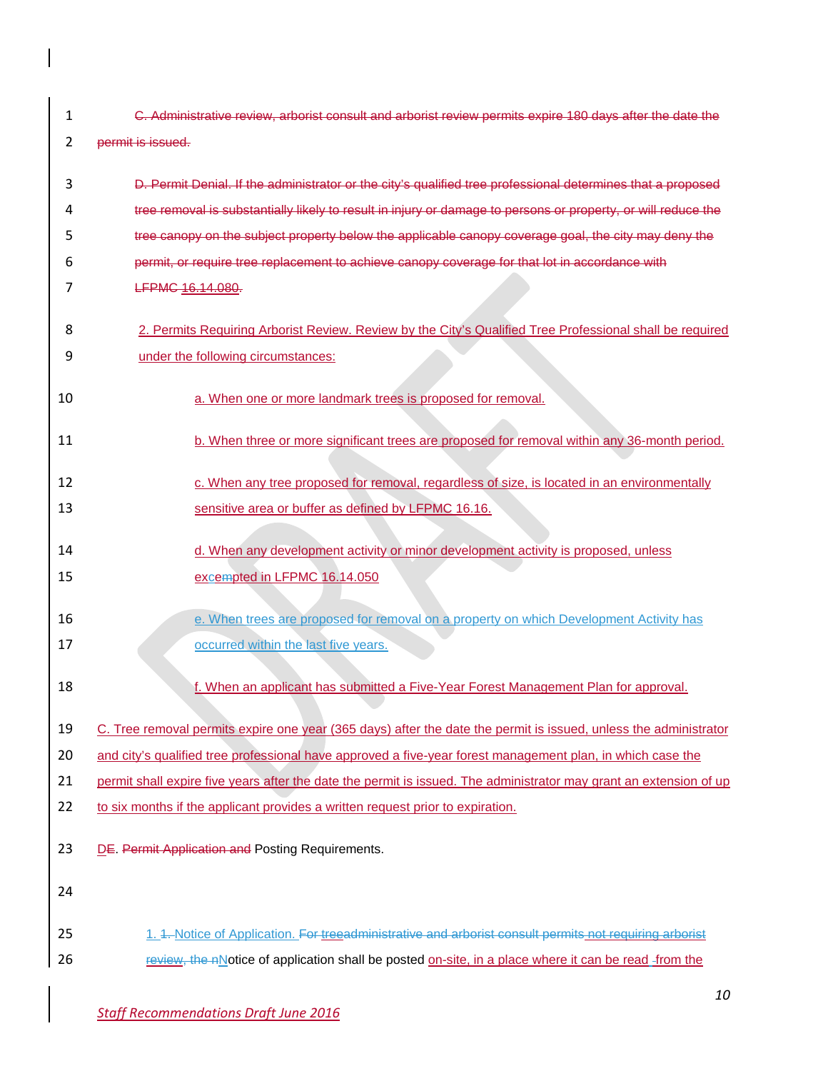~~C. Administrative review, arborist consult and arborist review permits expire 180 days after the date the permit is issued.~~

~~D. Permit Denial. If the administrator or the city's qualified tree professional determines that a proposed tree removal is substantially likely to result in injury or damage to persons or property, or will reduce the tree canopy on the subject property below the applicable canopy coverage goal, the city may deny the permit, or require tree replacement to achieve canopy coverage for that lot in accordance with LFPMC 16.14.080.~~

2. Permits Requiring Arborist Review. Review by the City's Qualified Tree Professional shall be required under the following circumstances:

a. When one or more landmark trees is proposed for removal.

b. When three or more significant trees are proposed for removal within any 36-month period.

c. When any tree proposed for removal, regardless of size, is located in an environmentally sensitive area or buffer as defined by LFPMC 16.16.

d. When any development activity or minor development activity is proposed, unless excempted in LFPMC 16.14.050

e. When trees are proposed for removal on a property on which Development Activity has occurred within the last five years.

f. When an applicant has submitted a Five-Year Forest Management Plan for approval.

C. Tree removal permits expire one year (365 days) after the date the permit is issued, unless the administrator and city's qualified tree professional have approved a five-year forest management plan, in which case the permit shall expire five years after the date the permit is issued. The administrator may grant an extension of up to six months if the applicant provides a written request prior to expiration.

D~~E~~. ~~Permit Application and~~ Posting Requirements.

1. ~~1.~~ Notice of Application. ~~For treeadministrative and arborist consult permits not requiring arborist review, the n~~Notice of application shall be posted on-site, in a place where it can be read from the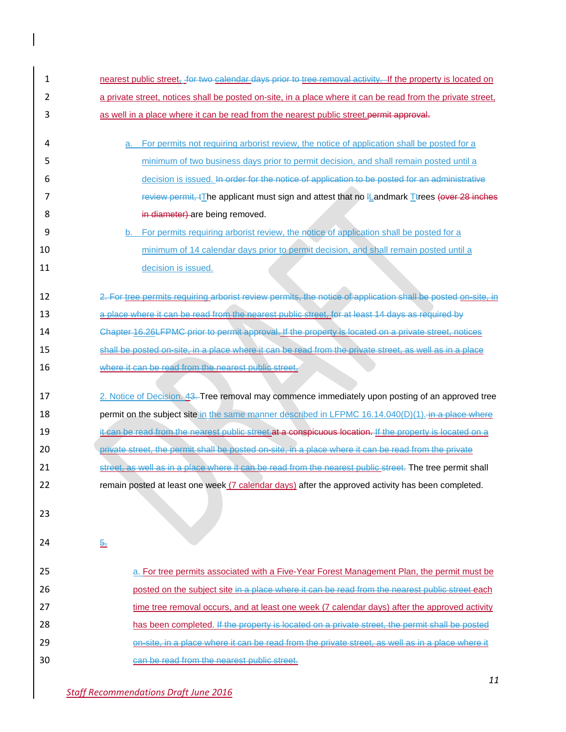nearest public street, for two calendar days prior to tree removal activity. If the property is located on a private street, notices shall be posted on-site, in a place where it can be read from the private street, as well in a place where it can be read from the nearest public street.permit approval.

a. For permits not requiring arborist review, the notice of application shall be posted for a minimum of two business days prior to permit decision, and shall remain posted until a decision is issued. In order for the notice of application to be posted for an administrative review permit, tThe applicant must sign and attest that no lLandmark Ttrees (over 28 inches in diameter) are being removed.

b. For permits requiring arborist review, the notice of application shall be posted for a minimum of 14 calendar days prior to permit decision, and shall remain posted until a decision is issued.

2. For tree permits requiring arborist review permits, the notice of application shall be posted on-site, in a place where it can be read from the nearest public street, for at least 14 days as required by Chapter 16.26LFPMC prior to permit approval. If the property is located on a private street, notices shall be posted on-site, in a place where it can be read from the private street, as well as in a place where it can be read from the nearest public street.

2. Notice of Decision. 43. Tree removal may commence immediately upon posting of an approved tree permit on the subject site in the same manner described in LFPMC 16.14.040(D)(1). in a place where it can be read from the nearest public street.at a conspicuous location. If the property is located on a private street, the permit shall be posted on-site, in a place where it can be read from the private street, as well as in a place where it can be read from the nearest public street. The tree permit shall remain posted at least one week (7 calendar days) after the approved activity has been completed.

5.

a. For tree permits associated with a Five-Year Forest Management Plan, the permit must be posted on the subject site in a place where it can be read from the nearest public street each time tree removal occurs, and at least one week (7 calendar days) after the approved activity has been completed. If the property is located on a private street, the permit shall be posted on-site, in a place where it can be read from the private street, as well as in a place where it can be read from the nearest public street.

*Staff Recommendations Draft June 2016*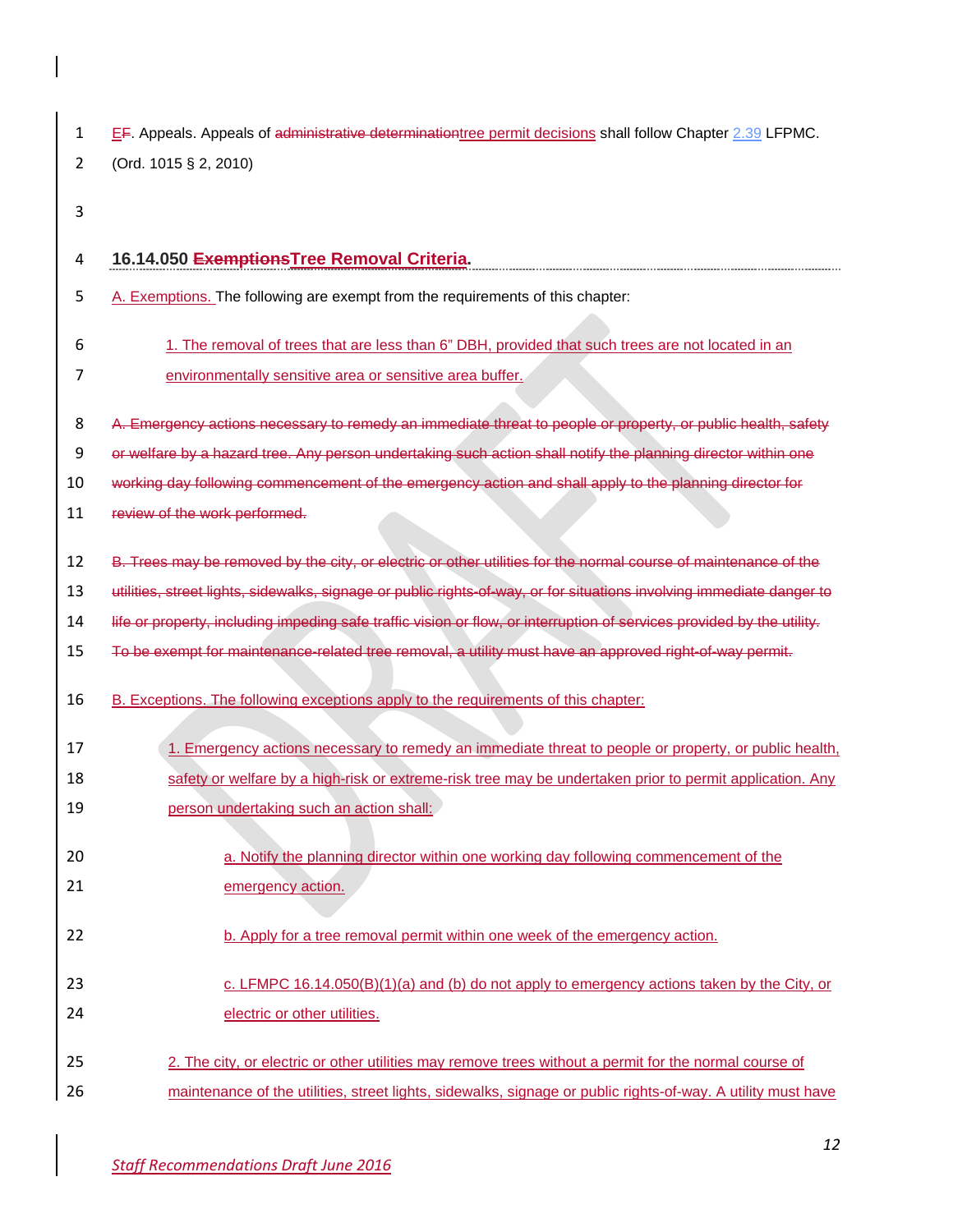~~E~~F. Appeals. Appeals of ~~administrative determination~~tree permit decisions shall follow Chapter 2.39 LFPMC. (Ord. 1015 § 2, 2010)

## 16.14.050 ~~Exemptions~~Tree Removal Criteria.

A. Exemptions. The following are exempt from the requirements of this chapter:

1. The removal of trees that are less than 6" DBH, provided that such trees are not located in an environmentally sensitive area or sensitive area buffer.

~~A. Emergency actions necessary to remedy an immediate threat to people or property, or public health, safety or welfare by a hazard tree. Any person undertaking such action shall notify the planning director within one working day following commencement of the emergency action and shall apply to the planning director for review of the work performed.~~

~~B. Trees may be removed by the city, or electric or other utilities for the normal course of maintenance of the utilities, street lights, sidewalks, signage or public rights-of-way, or for situations involving immediate danger to life or property, including impeding safe traffic vision or flow, or interruption of services provided by the utility. To be exempt for maintenance-related tree removal, a utility must have an approved right-of-way permit.~~

B. Exceptions. The following exceptions apply to the requirements of this chapter:

1. Emergency actions necessary to remedy an immediate threat to people or property, or public health, safety or welfare by a high-risk or extreme-risk tree may be undertaken prior to permit application. Any person undertaking such an action shall:

   a. Notify the planning director within one working day following commencement of the emergency action.

   b. Apply for a tree removal permit within one week of the emergency action.

   c. LFMPC 16.14.050(B)(1)(a) and (b) do not apply to emergency actions taken by the City, or electric or other utilities.

2. The city, or electric or other utilities may remove trees without a permit for the normal course of maintenance of the utilities, street lights, sidewalks, signage or public rights-of-way. A utility must have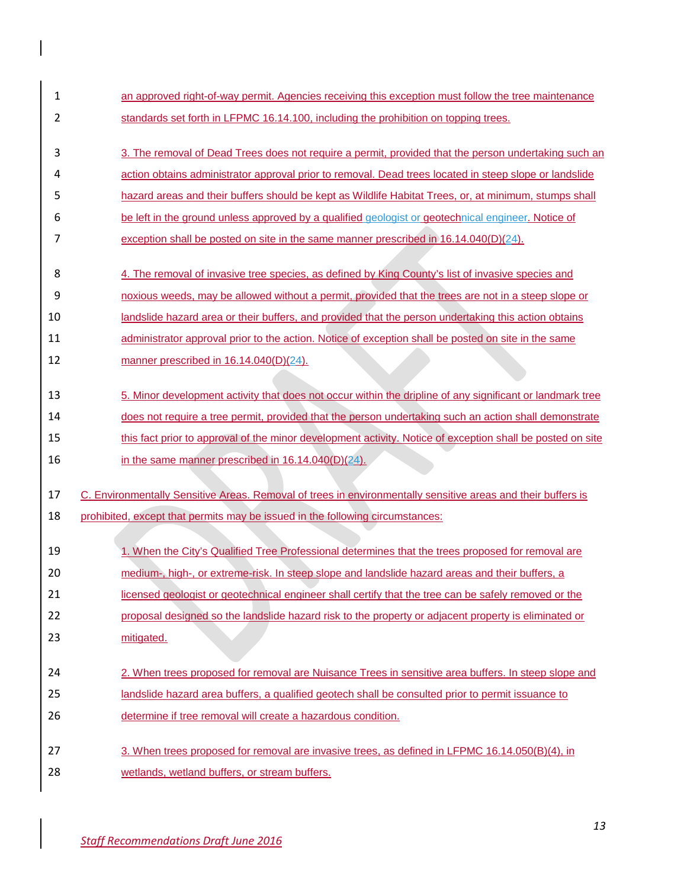an approved right-of-way permit. Agencies receiving this exception must follow the tree maintenance standards set forth in LFPMC 16.14.100, including the prohibition on topping trees.

3. The removal of Dead Trees does not require a permit, provided that the person undertaking such an action obtains administrator approval prior to removal. Dead trees located in steep slope or landslide hazard areas and their buffers should be kept as Wildlife Habitat Trees, or, at minimum, stumps shall be left in the ground unless approved by a qualified geologist or geotechnical engineer. Notice of exception shall be posted on site in the same manner prescribed in 16.14.040(D)(24).

4. The removal of invasive tree species, as defined by King County's list of invasive species and noxious weeds, may be allowed without a permit, provided that the trees are not in a steep slope or landslide hazard area or their buffers, and provided that the person undertaking this action obtains administrator approval prior to the action. Notice of exception shall be posted on site in the same manner prescribed in 16.14.040(D)(24).

5. Minor development activity that does not occur within the dripline of any significant or landmark tree does not require a tree permit, provided that the person undertaking such an action shall demonstrate this fact prior to approval of the minor development activity. Notice of exception shall be posted on site in the same manner prescribed in 16.14.040(D)(24).

C. Environmentally Sensitive Areas. Removal of trees in environmentally sensitive areas and their buffers is prohibited, except that permits may be issued in the following circumstances:

1. When the City's Qualified Tree Professional determines that the trees proposed for removal are medium-, high-, or extreme-risk. In steep slope and landslide hazard areas and their buffers, a licensed geologist or geotechnical engineer shall certify that the tree can be safely removed or the proposal designed so the landslide hazard risk to the property or adjacent property is eliminated or mitigated.

2. When trees proposed for removal are Nuisance Trees in sensitive area buffers. In steep slope and landslide hazard area buffers, a qualified geotech shall be consulted prior to permit issuance to determine if tree removal will create a hazardous condition.

3. When trees proposed for removal are invasive trees, as defined in LFPMC 16.14.050(B)(4), in wetlands, wetland buffers, or stream buffers.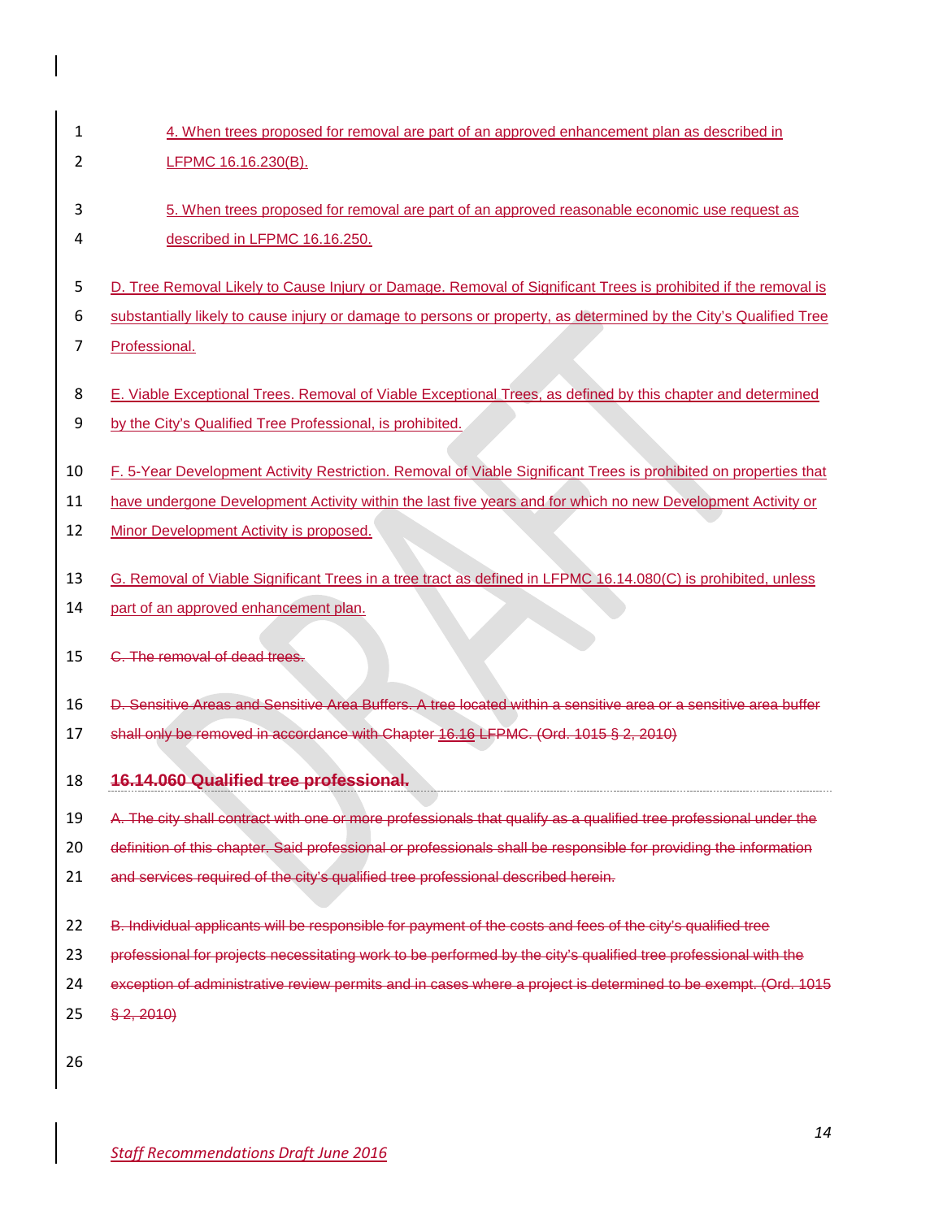4. When trees proposed for removal are part of an approved enhancement plan as described in LFPMC 16.16.230(B).

5. When trees proposed for removal are part of an approved reasonable economic use request as described in LFPMC 16.16.250.

D. Tree Removal Likely to Cause Injury or Damage. Removal of Significant Trees is prohibited if the removal is substantially likely to cause injury or damage to persons or property, as determined by the City's Qualified Tree Professional.

E. Viable Exceptional Trees. Removal of Viable Exceptional Trees, as defined by this chapter and determined by the City's Qualified Tree Professional, is prohibited.

F. 5-Year Development Activity Restriction. Removal of Viable Significant Trees is prohibited on properties that have undergone Development Activity within the last five years and for which no new Development Activity or Minor Development Activity is proposed.

G. Removal of Viable Significant Trees in a tree tract as defined in LFPMC 16.14.080(C) is prohibited, unless part of an approved enhancement plan.

~~C. The removal of dead trees.~~

~~D. Sensitive Areas and Sensitive Area Buffers. A tree located within a sensitive area or a sensitive area buffer shall only be removed in accordance with Chapter 16.16 LFPMC. (Ord. 1015 § 2, 2010)~~

### ~~16.14.060 Qualified tree professional.~~

~~A. The city shall contract with one or more professionals that qualify as a qualified tree professional under the definition of this chapter. Said professional or professionals shall be responsible for providing the information and services required of the city's qualified tree professional described herein.~~

~~B. Individual applicants will be responsible for payment of the costs and fees of the city's qualified tree professional for projects necessitating work to be performed by the city's qualified tree professional with the exception of administrative review permits and in cases where a project is determined to be exempt. (Ord. 1015 § 2, 2010)~~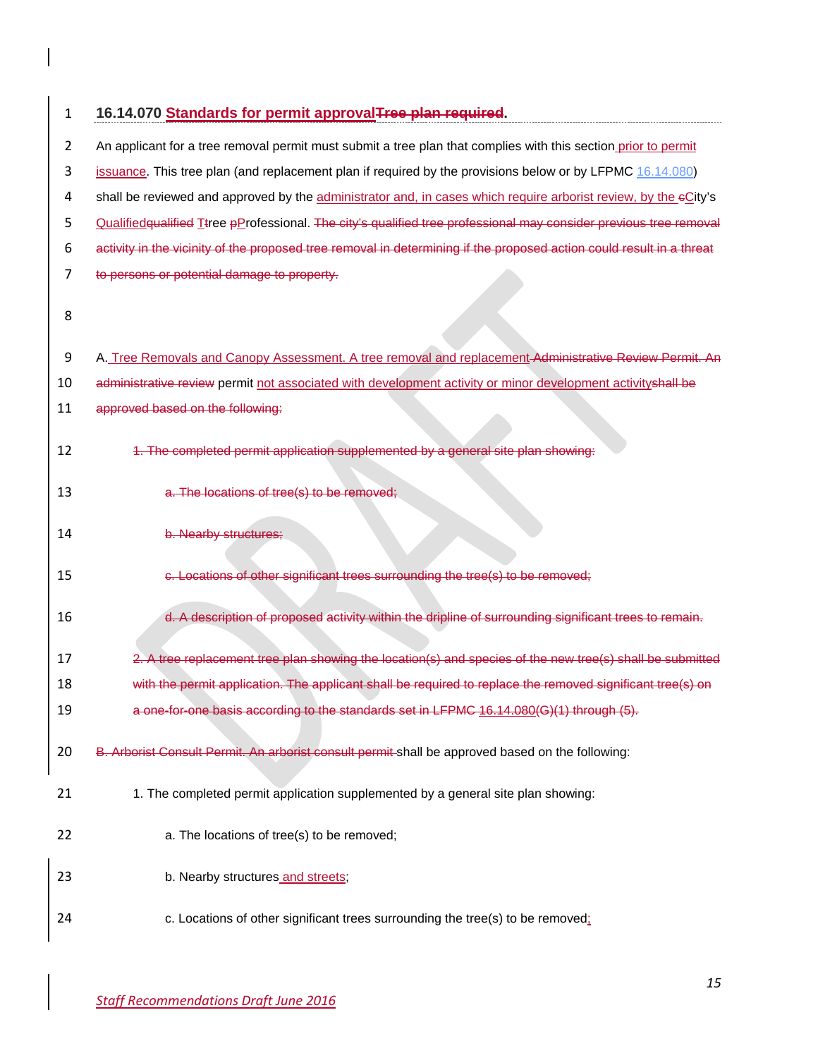**16.14.070 Standards for permit approvalTree plan required.**

An applicant for a tree removal permit must submit a tree plan that complies with this section prior to permit issuance. This tree plan (and replacement plan if required by the provisions below or by LFPMC 16.14.080) shall be reviewed and approved by the administrator and, in cases which require arborist review, by the cCity's Qualifiedqualified Ttree pProfessional. The city's qualified tree professional may consider previous tree removal activity in the vicinity of the proposed tree removal in determining if the proposed action could result in a threat to persons or potential damage to property.

A. Tree Removals and Canopy Assessment. A tree removal and replacement Administrative Review Permit. An administrative review permit not associated with development activity or minor development activityshall be approved based on the following:

1. The completed permit application supplemented by a general site plan showing:

a. The locations of tree(s) to be removed;

b. Nearby structures;

c. Locations of other significant trees surrounding the tree(s) to be removed;

d. A description of proposed activity within the dripline of surrounding significant trees to remain.

2. A tree replacement tree plan showing the location(s) and species of the new tree(s) shall be submitted with the permit application. The applicant shall be required to replace the removed significant tree(s) on a one-for-one basis according to the standards set in LFPMC 16.14.080(G)(1) through (5).

B. Arborist Consult Permit. An arborist consult permit shall be approved based on the following:

1. The completed permit application supplemented by a general site plan showing:

a. The locations of tree(s) to be removed;

b. Nearby structures and streets;

c. Locations of other significant trees surrounding the tree(s) to be removed;

*Staff Recommendations Draft June 2016*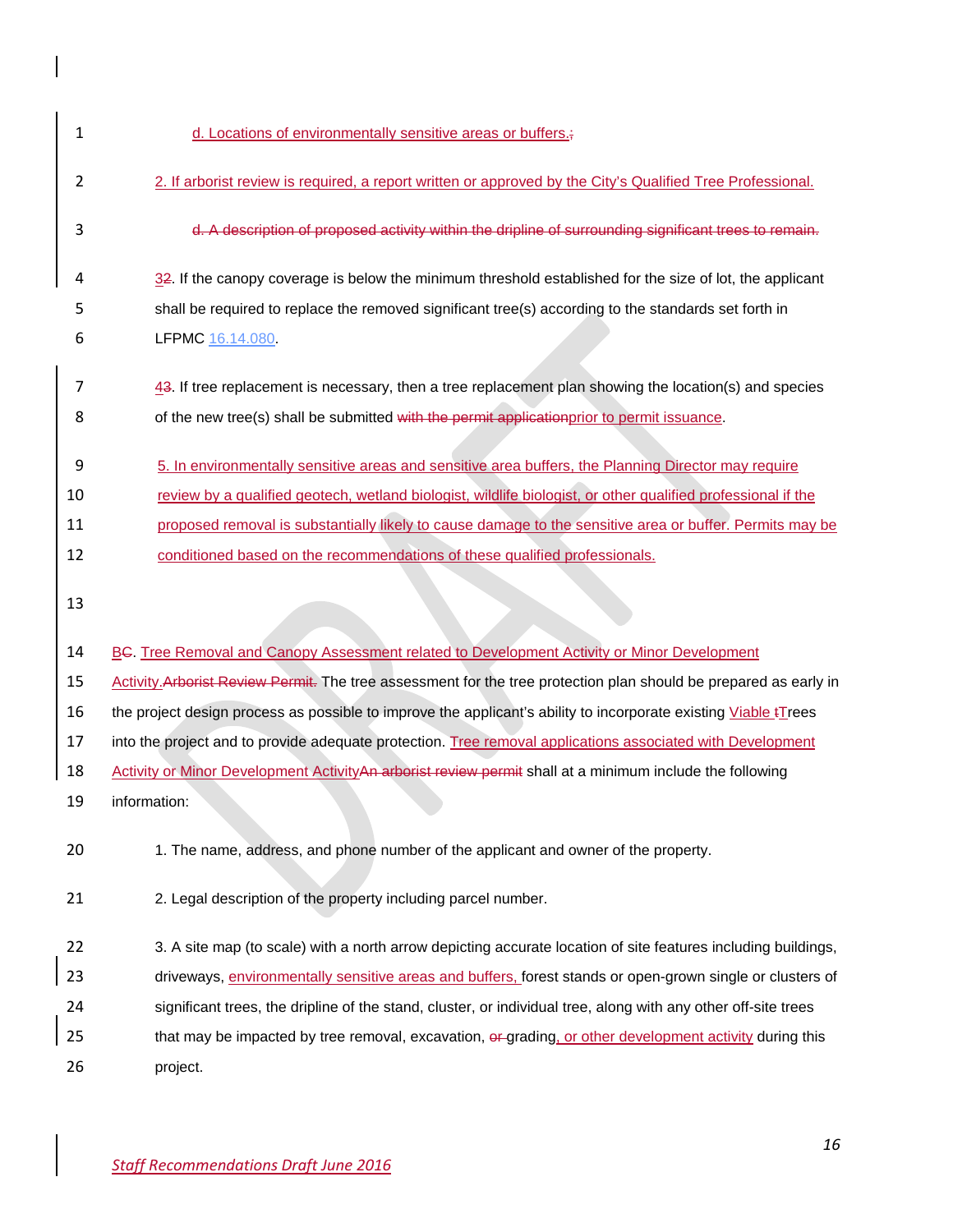d. Locations of environmentally sensitive areas or buffers.;

2. If arborist review is required, a report written or approved by the City's Qualified Tree Professional.

~~d. A description of proposed activity within the dripline of surrounding significant trees to remain.~~

32. If the canopy coverage is below the minimum threshold established for the size of lot, the applicant shall be required to replace the removed significant tree(s) according to the standards set forth in LFPMC 16.14.080.

43. If tree replacement is necessary, then a tree replacement plan showing the location(s) and species of the new tree(s) shall be submitted ~~with the permit application~~prior to permit issuance.

5. In environmentally sensitive areas and sensitive area buffers, the Planning Director may require review by a qualified geotech, wetland biologist, wildlife biologist, or other qualified professional if the proposed removal is substantially likely to cause damage to the sensitive area or buffer. Permits may be conditioned based on the recommendations of these qualified professionals.

BC. Tree Removal and Canopy Assessment related to Development Activity or Minor Development Activity.~~Arborist Review Permit.~~ The tree assessment for the tree protection plan should be prepared as early in the project design process as possible to improve the applicant's ability to incorporate existing Viable tTrees into the project and to provide adequate protection. Tree removal applications associated with Development Activity or Minor Development Activity~~An arborist review permit~~ shall at a minimum include the following information:

1. The name, address, and phone number of the applicant and owner of the property.

2. Legal description of the property including parcel number.

3. A site map (to scale) with a north arrow depicting accurate location of site features including buildings, driveways, environmentally sensitive areas and buffers, forest stands or open-grown single or clusters of significant trees, the dripline of the stand, cluster, or individual tree, along with any other off-site trees that may be impacted by tree removal, excavation, ~~or~~ grading, or other development activity during this project.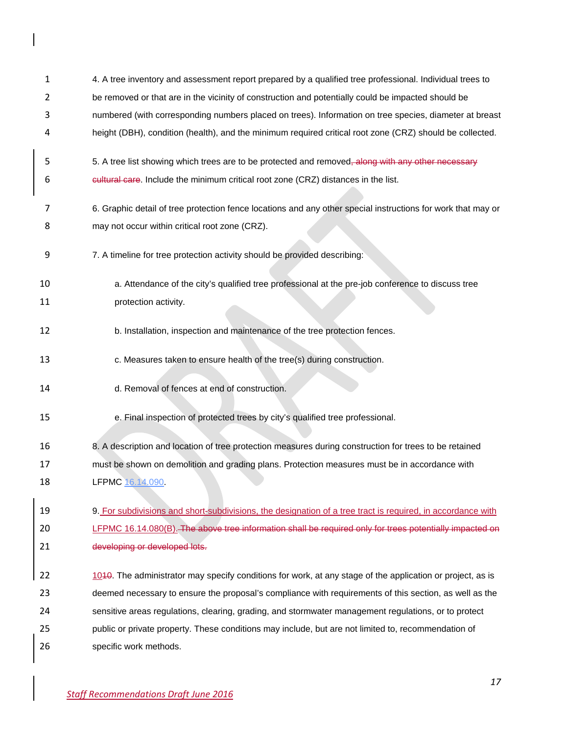4. A tree inventory and assessment report prepared by a qualified tree professional. Individual trees to be removed or that are in the vicinity of construction and potentially could be impacted should be numbered (with corresponding numbers placed on trees). Information on tree species, diameter at breast height (DBH), condition (health), and the minimum required critical root zone (CRZ) should be collected.

5. A tree list showing which trees are to be protected and removed~~, along with any other necessary cultural care~~. Include the minimum critical root zone (CRZ) distances in the list.

6. Graphic detail of tree protection fence locations and any other special instructions for work that may or may not occur within critical root zone (CRZ).

7. A timeline for tree protection activity should be provided describing:

a. Attendance of the city's qualified tree professional at the pre-job conference to discuss tree protection activity.

b. Installation, inspection and maintenance of the tree protection fences.

c. Measures taken to ensure health of the tree(s) during construction.

d. Removal of fences at end of construction.

e. Final inspection of protected trees by city's qualified tree professional.

8. A description and location of tree protection measures during construction for trees to be retained must be shown on demolition and grading plans. Protection measures must be in accordance with LFPMC 16.14.090.

9. For subdivisions and short-subdivisions, the designation of a tree tract is required, in accordance with LFPMC 16.14.080(B). ~~The above tree information shall be required only for trees potentially impacted on developing or developed lots.~~

10~~10~~. The administrator may specify conditions for work, at any stage of the application or project, as is deemed necessary to ensure the proposal's compliance with requirements of this section, as well as the sensitive areas regulations, clearing, grading, and stormwater management regulations, or to protect public or private property. These conditions may include, but are not limited to, recommendation of specific work methods.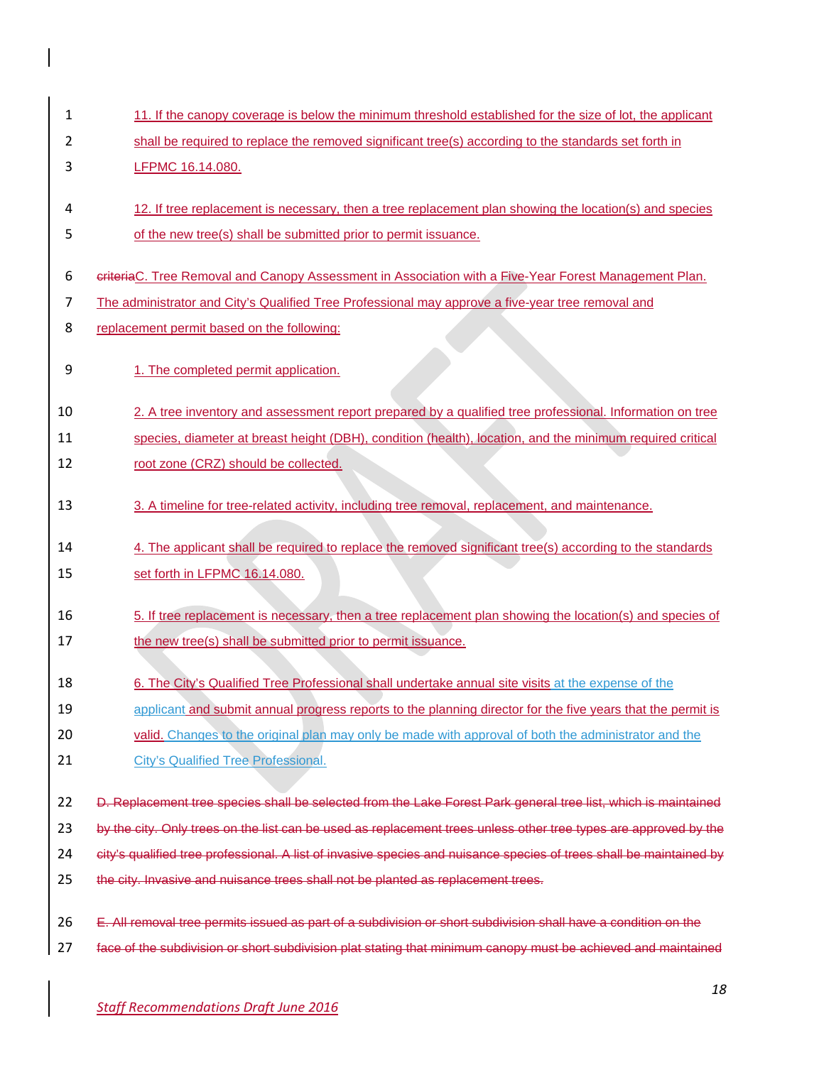11. If the canopy coverage is below the minimum threshold established for the size of lot, the applicant shall be required to replace the removed significant tree(s) according to the standards set forth in LFPMC 16.14.080.

12. If tree replacement is necessary, then a tree replacement plan showing the location(s) and species of the new tree(s) shall be submitted prior to permit issuance.

~~criteria~~C. Tree Removal and Canopy Assessment in Association with a Five-Year Forest Management Plan. The administrator and City's Qualified Tree Professional may approve a five-year tree removal and replacement permit based on the following:

1. The completed permit application.

2. A tree inventory and assessment report prepared by a qualified tree professional. Information on tree species, diameter at breast height (DBH), condition (health), location, and the minimum required critical root zone (CRZ) should be collected.

3. A timeline for tree-related activity, including tree removal, replacement, and maintenance.

4. The applicant shall be required to replace the removed significant tree(s) according to the standards set forth in LFPMC 16.14.080.

5. If tree replacement is necessary, then a tree replacement plan showing the location(s) and species of the new tree(s) shall be submitted prior to permit issuance.

6. The City's Qualified Tree Professional shall undertake annual site visits at the expense of the applicant and submit annual progress reports to the planning director for the five years that the permit is valid. Changes to the original plan may only be made with approval of both the administrator and the City's Qualified Tree Professional.

~~D. Replacement tree species shall be selected from the Lake Forest Park general tree list, which is maintained by the city. Only trees on the list can be used as replacement trees unless other tree types are approved by the city's qualified tree professional. A list of invasive species and nuisance species of trees shall be maintained by the city. Invasive and nuisance trees shall not be planted as replacement trees.~~

~~E. All removal tree permits issued as part of a subdivision or short subdivision shall have a condition on the face of the subdivision or short subdivision plat stating that minimum canopy must be achieved and maintained~~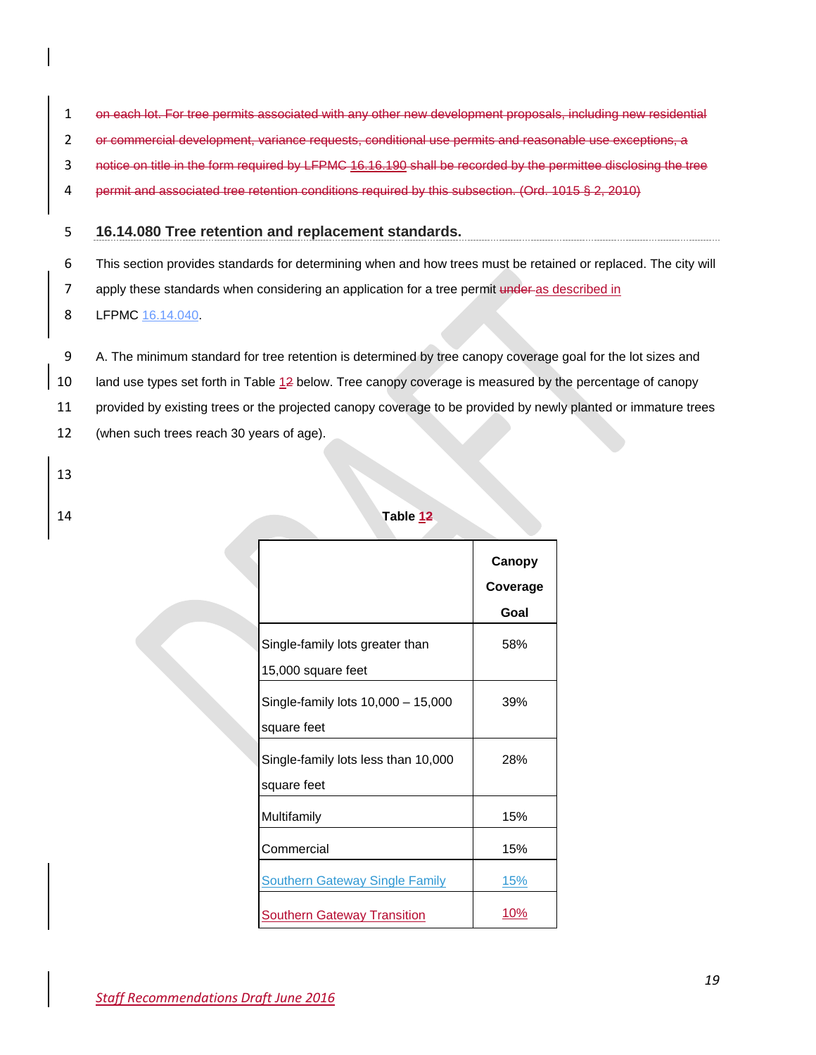~~on each lot. For tree permits associated with any other new development proposals, including new residential or commercial development, variance requests, conditional use permits and reasonable use exceptions, a notice on title in the form required by LFPMC 16.16.190 shall be recorded by the permittee disclosing the tree permit and associated tree retention conditions required by this subsection. (Ord. 1015 § 2, 2010)~~

## 16.14.080 Tree retention and replacement standards.

This section provides standards for determining when and how trees must be retained or replaced. The city will apply these standards when considering an application for a tree permit ~~under~~ as described in LFPMC 16.14.040.

A. The minimum standard for tree retention is determined by tree canopy coverage goal for the lot sizes and land use types set forth in Table 1~~2~~ below. Tree canopy coverage is measured by the percentage of canopy provided by existing trees or the projected canopy coverage to be provided by newly planted or immature trees (when such trees reach 30 years of age).

**Table 1~~2~~**

| | **Canopy Coverage Goal** |
|---|---|
| Single-family lots greater than 15,000 square feet | 58% |
| Single-family lots 10,000 – 15,000 square feet | 39% |
| Single-family lots less than 10,000 square feet | 28% |
| Multifamily | 15% |
| Commercial | 15% |
| Southern Gateway Single Family | 15% |
| Southern Gateway Transition | 10% |

*Staff Recommendations Draft June 2016*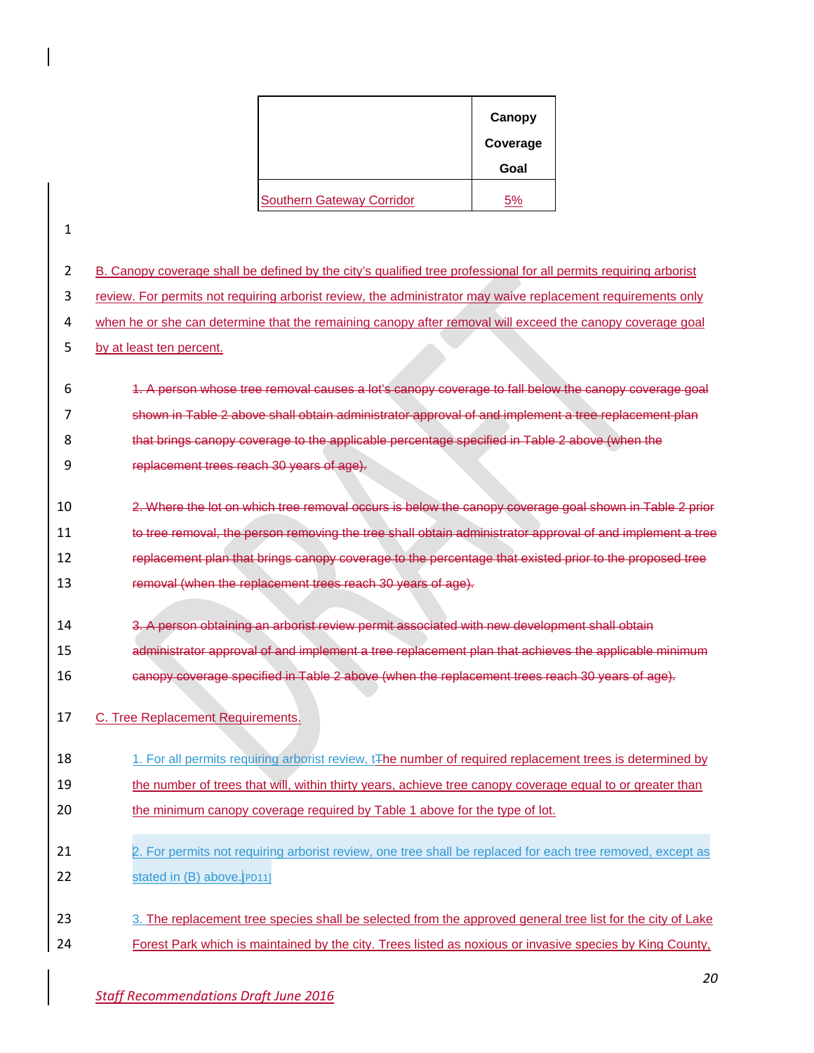| | Canopy Coverage Goal |
|---|---|
| Southern Gateway Corridor | 5% |

B. Canopy coverage shall be defined by the city's qualified tree professional for all permits requiring arborist review. For permits not requiring arborist review, the administrator may waive replacement requirements only when he or she can determine that the remaining canopy after removal will exceed the canopy coverage goal by at least ten percent.

~~1. A person whose tree removal causes a lot's canopy coverage to fall below the canopy coverage goal shown in Table 2 above shall obtain administrator approval of and implement a tree replacement plan that brings canopy coverage to the applicable percentage specified in Table 2 above (when the replacement trees reach 30 years of age).~~

~~2. Where the lot on which tree removal occurs is below the canopy coverage goal shown in Table 2 prior to tree removal, the person removing the tree shall obtain administrator approval of and implement a tree replacement plan that brings canopy coverage to the percentage that existed prior to the proposed tree removal (when the replacement trees reach 30 years of age).~~

~~3. A person obtaining an arborist review permit associated with new development shall obtain administrator approval of and implement a tree replacement plan that achieves the applicable minimum canopy coverage specified in Table 2 above (when the replacement trees reach 30 years of age).~~

C. Tree Replacement Requirements.

1. For all permits requiring arborist review, t~~T~~he number of required replacement trees is determined by the number of trees that will, within thirty years, achieve tree canopy coverage equal to or greater than the minimum canopy coverage required by Table 1 above for the type of lot.

2. For permits not requiring arborist review, one tree shall be replaced for each tree removed, except as stated in (B) above.[PD11]

3. The replacement tree species shall be selected from the approved general tree list for the city of Lake Forest Park which is maintained by the city. Trees listed as noxious or invasive species by King County,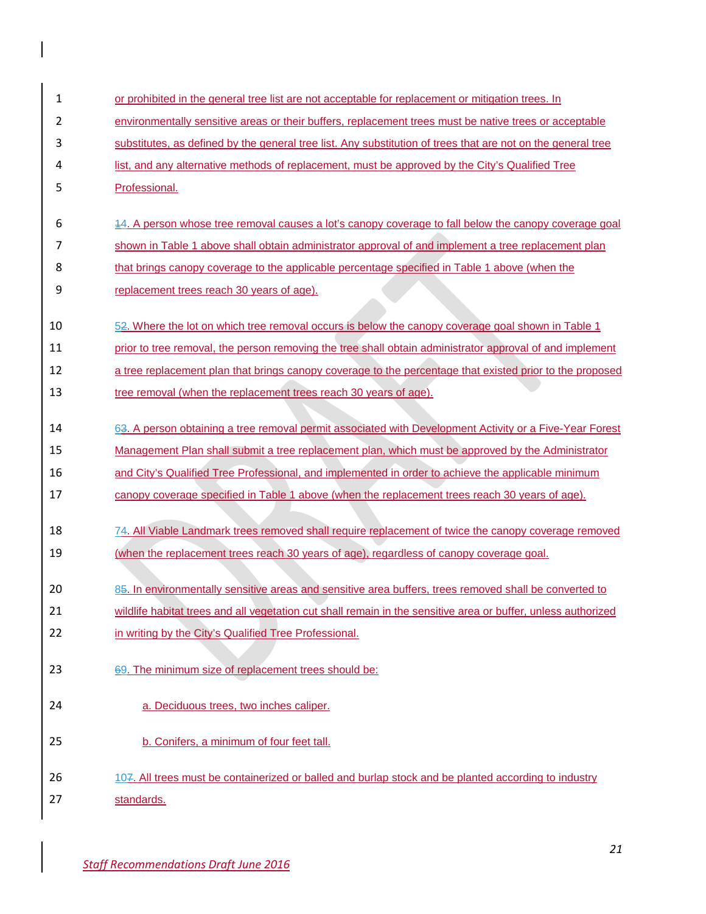or prohibited in the general tree list are not acceptable for replacement or mitigation trees. In environmentally sensitive areas or their buffers, replacement trees must be native trees or acceptable substitutes, as defined by the general tree list. Any substitution of trees that are not on the general tree list, and any alternative methods of replacement, must be approved by the City's Qualified Tree Professional.

~~1~~4. A person whose tree removal causes a lot's canopy coverage to fall below the canopy coverage goal shown in Table 1 above shall obtain administrator approval of and implement a tree replacement plan that brings canopy coverage to the applicable percentage specified in Table 1 above (when the replacement trees reach 30 years of age).

5~~2~~. Where the lot on which tree removal occurs is below the canopy coverage goal shown in Table 1 prior to tree removal, the person removing the tree shall obtain administrator approval of and implement a tree replacement plan that brings canopy coverage to the percentage that existed prior to the proposed tree removal (when the replacement trees reach 30 years of age).

6~~3~~. A person obtaining a tree removal permit associated with Development Activity or a Five-Year Forest Management Plan shall submit a tree replacement plan, which must be approved by the Administrator and City's Qualified Tree Professional, and implemented in order to achieve the applicable minimum canopy coverage specified in Table 1 above (when the replacement trees reach 30 years of age).

7~~4~~. All Viable Landmark trees removed shall require replacement of twice the canopy coverage removed (when the replacement trees reach 30 years of age), regardless of canopy coverage goal.

8~~5~~. In environmentally sensitive areas and sensitive area buffers, trees removed shall be converted to wildlife habitat trees and all vegetation cut shall remain in the sensitive area or buffer, unless authorized in writing by the City's Qualified Tree Professional.

~~6~~9. The minimum size of replacement trees should be:

a. Deciduous trees, two inches caliper.

b. Conifers, a minimum of four feet tall.

10~~7~~. All trees must be containerized or balled and burlap stock and be planted according to industry standards.

*Staff Recommendations Draft June 2016*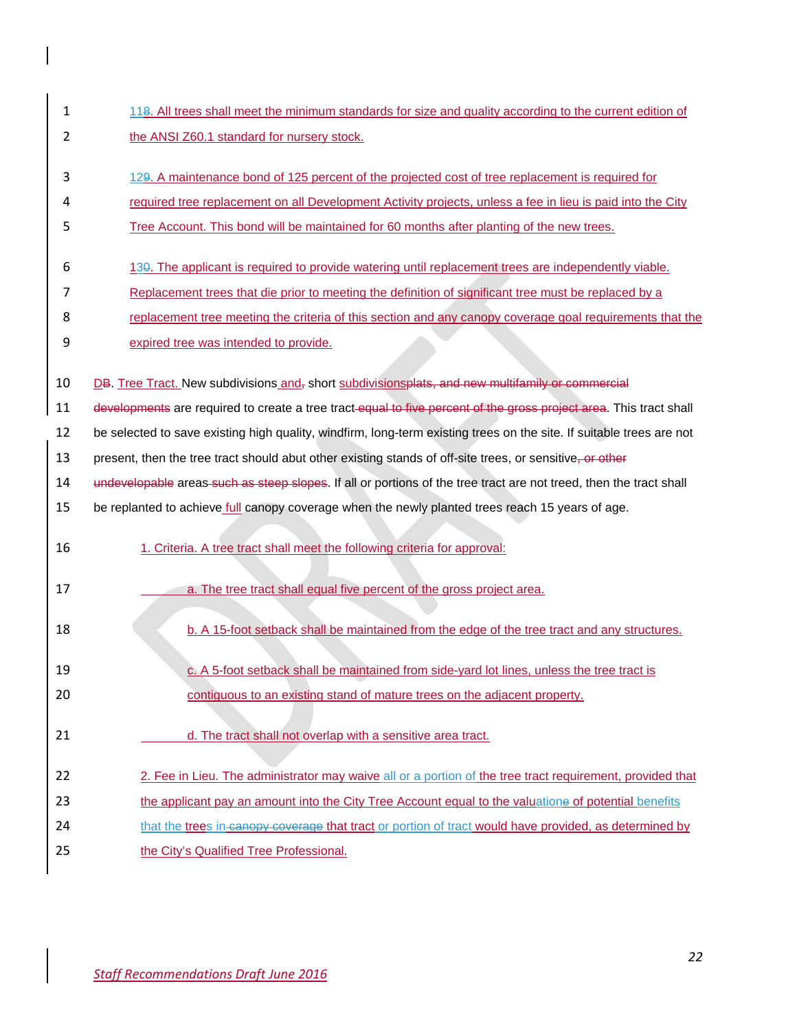118. All trees shall meet the minimum standards for size and quality according to the current edition of the ANSI Z60.1 standard for nursery stock.

129. A maintenance bond of 125 percent of the projected cost of tree replacement is required for required tree replacement on all Development Activity projects, unless a fee in lieu is paid into the City Tree Account. This bond will be maintained for 60 months after planting of the new trees.

130. The applicant is required to provide watering until replacement trees are independently viable. Replacement trees that die prior to meeting the definition of significant tree must be replaced by a replacement tree meeting the criteria of this section and any canopy coverage goal requirements that the expired tree was intended to provide.

DB. Tree Tract. New subdivisions and, short subdivisionsplats, and new multifamily or commercial developments are required to create a tree tract equal to five percent of the gross project area. This tract shall be selected to save existing high quality, windfirm, long-term existing trees on the site. If suitable trees are not present, then the tree tract should abut other existing stands of off-site trees, or sensitive, or other undevelopable areas such as steep slopes. If all or portions of the tree tract are not treed, then the tract shall be replanted to achieve full canopy coverage when the newly planted trees reach 15 years of age.

1. Criteria. A tree tract shall meet the following criteria for approval:

   a. The tree tract shall equal five percent of the gross project area.

   b. A 15-foot setback shall be maintained from the edge of the tree tract and any structures.

   c. A 5-foot setback shall be maintained from side-yard lot lines, unless the tree tract is contiguous to an existing stand of mature trees on the adjacent property.

   d. The tract shall not overlap with a sensitive area tract.

2. Fee in Lieu. The administrator may waive all or a portion of the tree tract requirement, provided that the applicant pay an amount into the City Tree Account equal to the valuatione of potential benefits that the trees in canopy coverage that tract or portion of tract would have provided, as determined by the City's Qualified Tree Professional.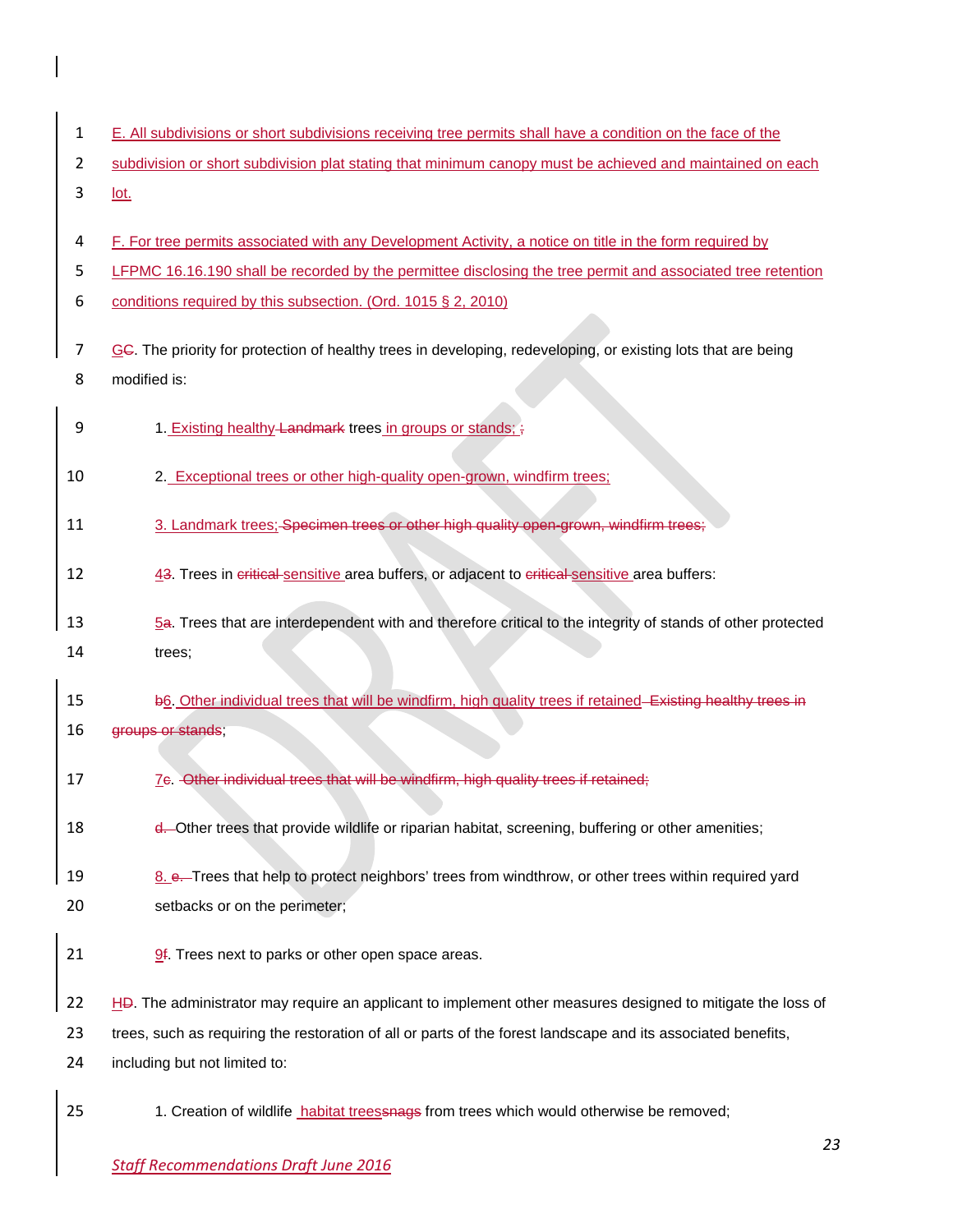E. All subdivisions or short subdivisions receiving tree permits shall have a condition on the face of the subdivision or short subdivision plat stating that minimum canopy must be achieved and maintained on each lot.

F. For tree permits associated with any Development Activity, a notice on title in the form required by LFPMC 16.16.190 shall be recorded by the permittee disclosing the tree permit and associated tree retention conditions required by this subsection. (Ord. 1015 § 2, 2010)

GC. The priority for protection of healthy trees in developing, redeveloping, or existing lots that are being modified is:

1. Existing healthy Landmark trees in groups or stands; ;

2. Exceptional trees or other high-quality open-grown, windfirm trees;

3. Landmark trees; Specimen trees or other high quality open-grown, windfirm trees;

43. Trees in critical sensitive area buffers, or adjacent to critical sensitive area buffers:

5a. Trees that are interdependent with and therefore critical to the integrity of stands of other protected trees;

b6. Other individual trees that will be windfirm, high quality trees if retained Existing healthy trees in groups or stands;

7c. Other individual trees that will be windfirm, high quality trees if retained;

d. Other trees that provide wildlife or riparian habitat, screening, buffering or other amenities;

8. e. Trees that help to protect neighbors' trees from windthrow, or other trees within required yard setbacks or on the perimeter;

9f. Trees next to parks or other open space areas.

HD. The administrator may require an applicant to implement other measures designed to mitigate the loss of trees, such as requiring the restoration of all or parts of the forest landscape and its associated benefits, including but not limited to:

1. Creation of wildlife habitat treessnags from trees which would otherwise be removed;

*Staff Recommendations Draft June 2016*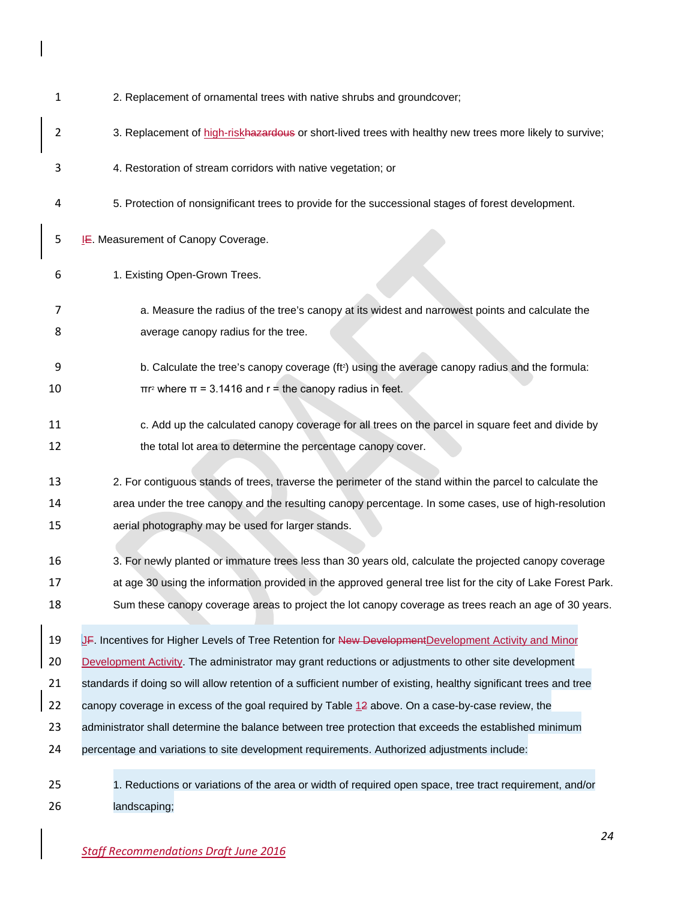2. Replacement of ornamental trees with native shrubs and groundcover;

3. Replacement of high-riskhazardous or short-lived trees with healthy new trees more likely to survive;

4. Restoration of stream corridors with native vegetation; or

5. Protection of nonsignificant trees to provide for the successional stages of forest development.

IE. Measurement of Canopy Coverage.

1. Existing Open-Grown Trees.

a. Measure the radius of the tree's canopy at its widest and narrowest points and calculate the average canopy radius for the tree.

b. Calculate the tree's canopy coverage ($ft^2$) using the average canopy radius and the formula: $\pi r^2$ where $\pi$ = 3.1416 and r = the canopy radius in feet.

c. Add up the calculated canopy coverage for all trees on the parcel in square feet and divide by the total lot area to determine the percentage canopy cover.

2. For contiguous stands of trees, traverse the perimeter of the stand within the parcel to calculate the area under the tree canopy and the resulting canopy percentage. In some cases, use of high-resolution aerial photography may be used for larger stands.

3. For newly planted or immature trees less than 30 years old, calculate the projected canopy coverage at age 30 using the information provided in the approved general tree list for the city of Lake Forest Park. Sum these canopy coverage areas to project the lot coverage as trees reach an age of 30 years.

JF. Incentives for Higher Levels of Tree Retention for New DevelopmentDevelopment Activity and Minor Development Activity. The administrator may grant reductions or adjustments to other site development standards if doing so will allow retention of a sufficient number of existing, healthy significant trees and tree canopy coverage in excess of the goal required by Table 12 above. On a case-by-case review, the administrator shall determine the balance between tree protection that exceeds the established minimum percentage and variations to site development requirements. Authorized adjustments include:

1. Reductions or variations of the area or width of required open space, tree tract requirement, and/or landscaping;

*Staff Recommendations Draft June 2016*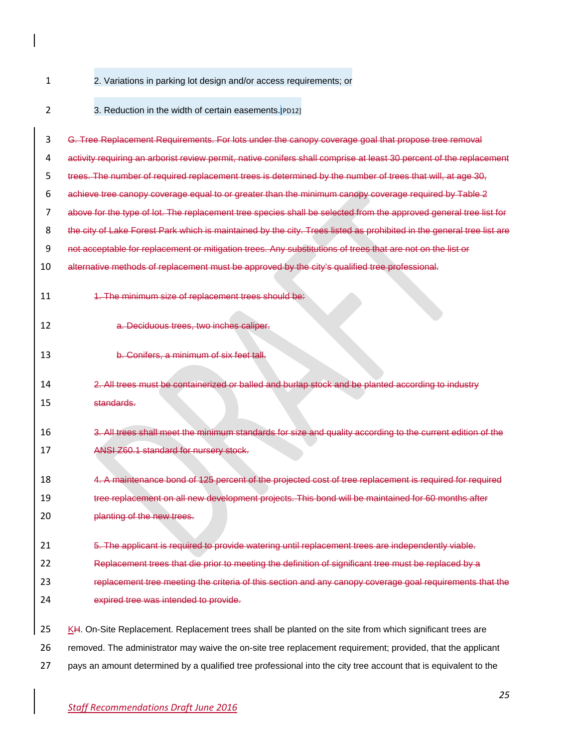2. Variations in parking lot design and/or access requirements; or

3. Reduction in the width of certain easements.[PD12]

~~G. Tree Replacement Requirements. For lots under the canopy coverage goal that propose tree removal activity requiring an arborist review permit, native conifers shall comprise at least 30 percent of the replacement trees. The number of required replacement trees is determined by the number of trees that will, at age 30, achieve tree canopy coverage equal to or greater than the minimum canopy coverage required by Table 2 above for the type of lot. The replacement tree species shall be selected from the approved general tree list for the city of Lake Forest Park which is maintained by the city. Trees listed as prohibited in the general tree list are not acceptable for replacement or mitigation trees. Any substitutions of trees that are not on the list or alternative methods of replacement must be approved by the city's qualified tree professional.~~

~~1. The minimum size of replacement trees should be:~~

~~a. Deciduous trees, two inches caliper.~~

~~b. Conifers, a minimum of six feet tall.~~

~~2. All trees must be containerized or balled and burlap stock and be planted according to industry standards.~~

~~3. All trees shall meet the minimum standards for size and quality according to the current edition of the ANSI Z60.1 standard for nursery stock.~~

~~4. A maintenance bond of 125 percent of the projected cost of tree replacement is required for required tree replacement on all new development projects. This bond will be maintained for 60 months after planting of the new trees.~~

~~5. The applicant is required to provide watering until replacement trees are independently viable. Replacement trees that die prior to meeting the definition of significant tree must be replaced by a replacement tree meeting the criteria of this section and any canopy coverage goal requirements that the expired tree was intended to provide.~~

K~~H~~. On-Site Replacement. Replacement trees shall be planted on the site from which significant trees are removed. The administrator may waive the on-site tree replacement requirement; provided, that the applicant pays an amount determined by a qualified tree professional into the city tree account that is equivalent to the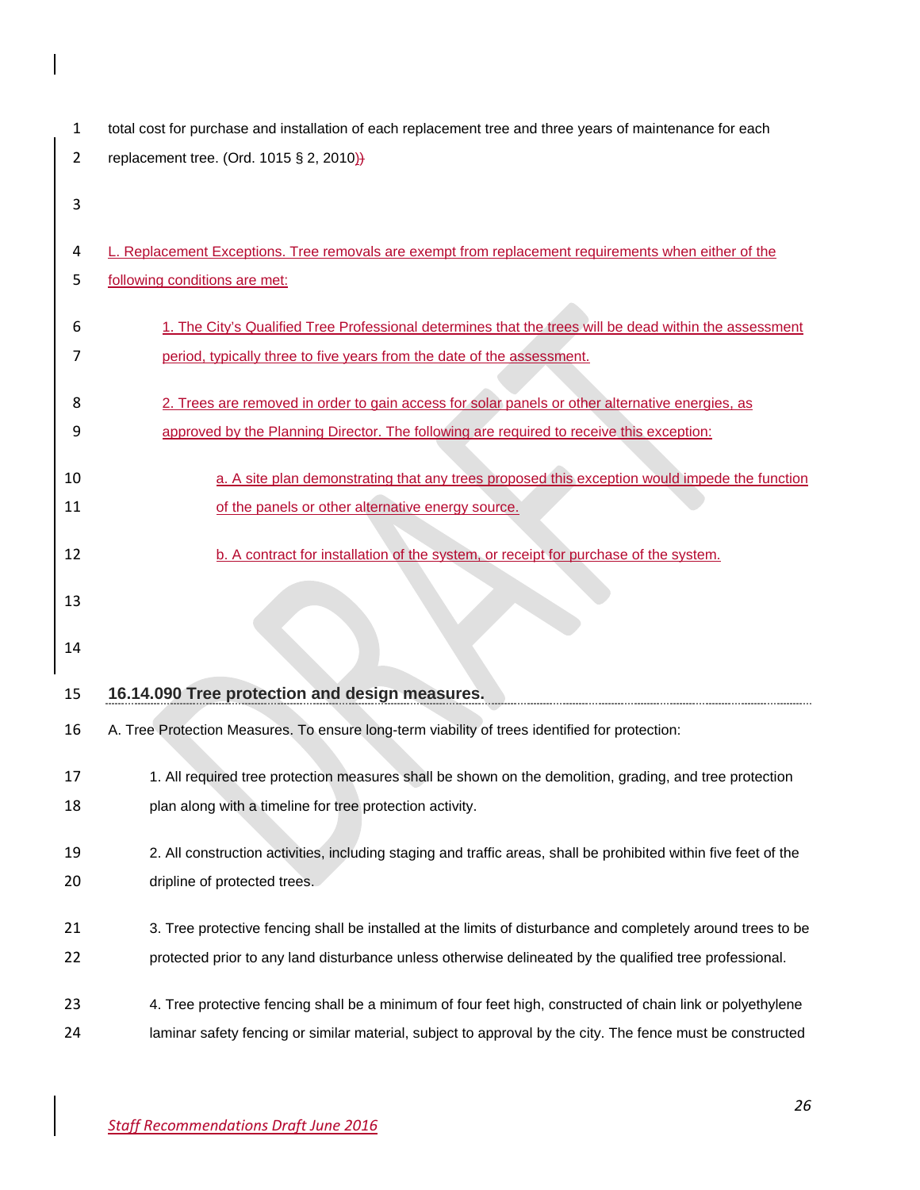total cost for purchase and installation of each replacement tree and three years of maintenance for each replacement tree. (Ord. 1015 § 2, 2010))

L. Replacement Exceptions. Tree removals are exempt from replacement requirements when either of the following conditions are met:

1. The City's Qualified Tree Professional determines that the trees will be dead within the assessment period, typically three to five years from the date of the assessment.

2. Trees are removed in order to gain access for solar panels or other alternative energies, as approved by the Planning Director. The following are required to receive this exception:

    a. A site plan demonstrating that any trees proposed this exception would impede the function of the panels or other alternative energy source.

    b. A contract for installation of the system, or receipt for purchase of the system.

## 16.14.090 Tree protection and design measures.

A. Tree Protection Measures. To ensure long-term viability of trees identified for protection:

1. All required tree protection measures shall be shown on the demolition, grading, and tree protection plan along with a timeline for tree protection activity.

2. All construction activities, including staging and traffic areas, shall be prohibited within five feet of the dripline of protected trees.

3. Tree protective fencing shall be installed at the limits of disturbance and completely around trees to be protected prior to any land disturbance unless otherwise delineated by the qualified tree professional.

4. Tree protective fencing shall be a minimum of four feet high, constructed of chain link or polyethylene laminar safety fencing or similar material, subject to approval by the city. The fence must be constructed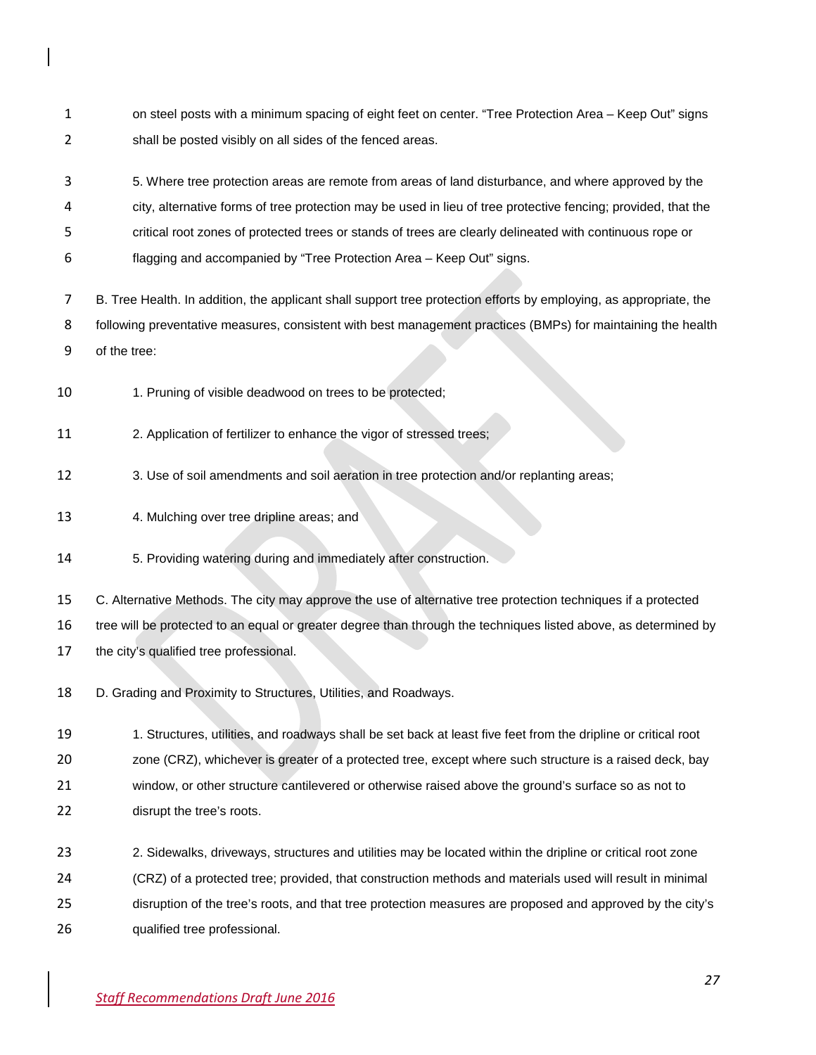on steel posts with a minimum spacing of eight feet on center. "Tree Protection Area – Keep Out" signs shall be posted visibly on all sides of the fenced areas.

5. Where tree protection areas are remote from areas of land disturbance, and where approved by the city, alternative forms of tree protection may be used in lieu of tree protective fencing; provided, that the critical root zones of protected trees or stands of trees are clearly delineated with continuous rope or flagging and accompanied by "Tree Protection Area – Keep Out" signs.

B. Tree Health. In addition, the applicant shall support tree protection efforts by employing, as appropriate, the following preventative measures, consistent with best management practices (BMPs) for maintaining the health of the tree:

1. Pruning of visible deadwood on trees to be protected;

2. Application of fertilizer to enhance the vigor of stressed trees;

3. Use of soil amendments and soil aeration in tree protection and/or replanting areas;

4. Mulching over tree dripline areas; and

5. Providing watering during and immediately after construction.

C. Alternative Methods. The city may approve the use of alternative tree protection techniques if a protected tree will be protected to an equal or greater degree than through the techniques listed above, as determined by the city's qualified tree professional.

D. Grading and Proximity to Structures, Utilities, and Roadways.

1. Structures, utilities, and roadways shall be set back at least five feet from the dripline or critical root zone (CRZ), whichever is greater of a protected tree, except where such structure is a raised deck, bay window, or other structure cantilevered or otherwise raised above the ground's surface so as not to disrupt the tree's roots.

2. Sidewalks, driveways, structures and utilities may be located within the dripline or critical root zone (CRZ) of a protected tree; provided, that construction methods and materials used will result in minimal disruption of the tree's roots, and that tree protection measures are proposed and approved by the city's qualified tree professional.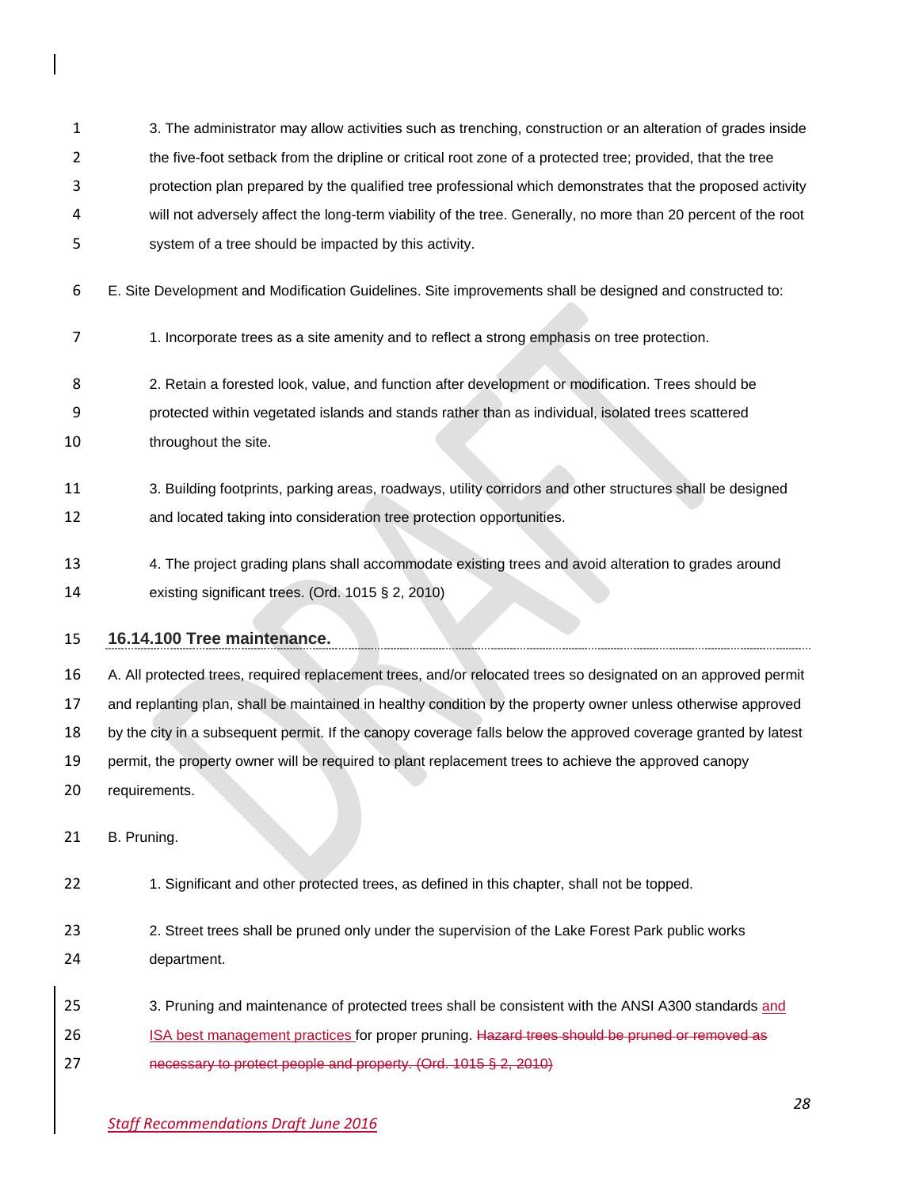3. The administrator may allow activities such as trenching, construction or an alteration of grades inside the five-foot setback from the dripline or critical root zone of a protected tree; provided, that the tree protection plan prepared by the qualified tree professional which demonstrates that the proposed activity will not adversely affect the long-term viability of the tree. Generally, no more than 20 percent of the root system of a tree should be impacted by this activity.

E. Site Development and Modification Guidelines. Site improvements shall be designed and constructed to:

1. Incorporate trees as a site amenity and to reflect a strong emphasis on tree protection.

2. Retain a forested look, value, and function after development or modification. Trees should be protected within vegetated islands and stands rather than as individual, isolated trees scattered throughout the site.

3. Building footprints, parking areas, roadways, utility corridors and other structures shall be designed and located taking into consideration tree protection opportunities.

4. The project grading plans shall accommodate existing trees and avoid alteration to grades around existing significant trees. (Ord. 1015 § 2, 2010)

### 16.14.100 Tree maintenance.

A. All protected trees, required replacement trees, and/or relocated trees so designated on an approved permit and replanting plan, shall be maintained in healthy condition by the property owner unless otherwise approved by the city in a subsequent permit. If the canopy coverage falls below the approved coverage granted by latest permit, the property owner will be required to plant replacement trees to achieve the approved canopy requirements.

B. Pruning.

1. Significant and other protected trees, as defined in this chapter, shall not be topped.

2. Street trees shall be pruned only under the supervision of the Lake Forest Park public works department.

3. Pruning and maintenance of protected trees shall be consistent with the ANSI A300 standards <ins>and ISA best management practices</ins> for proper pruning. ~~Hazard trees should be pruned or removed as necessary to protect people and property. (Ord. 1015 § 2, 2010)~~

*Staff Recommendations Draft June 2016*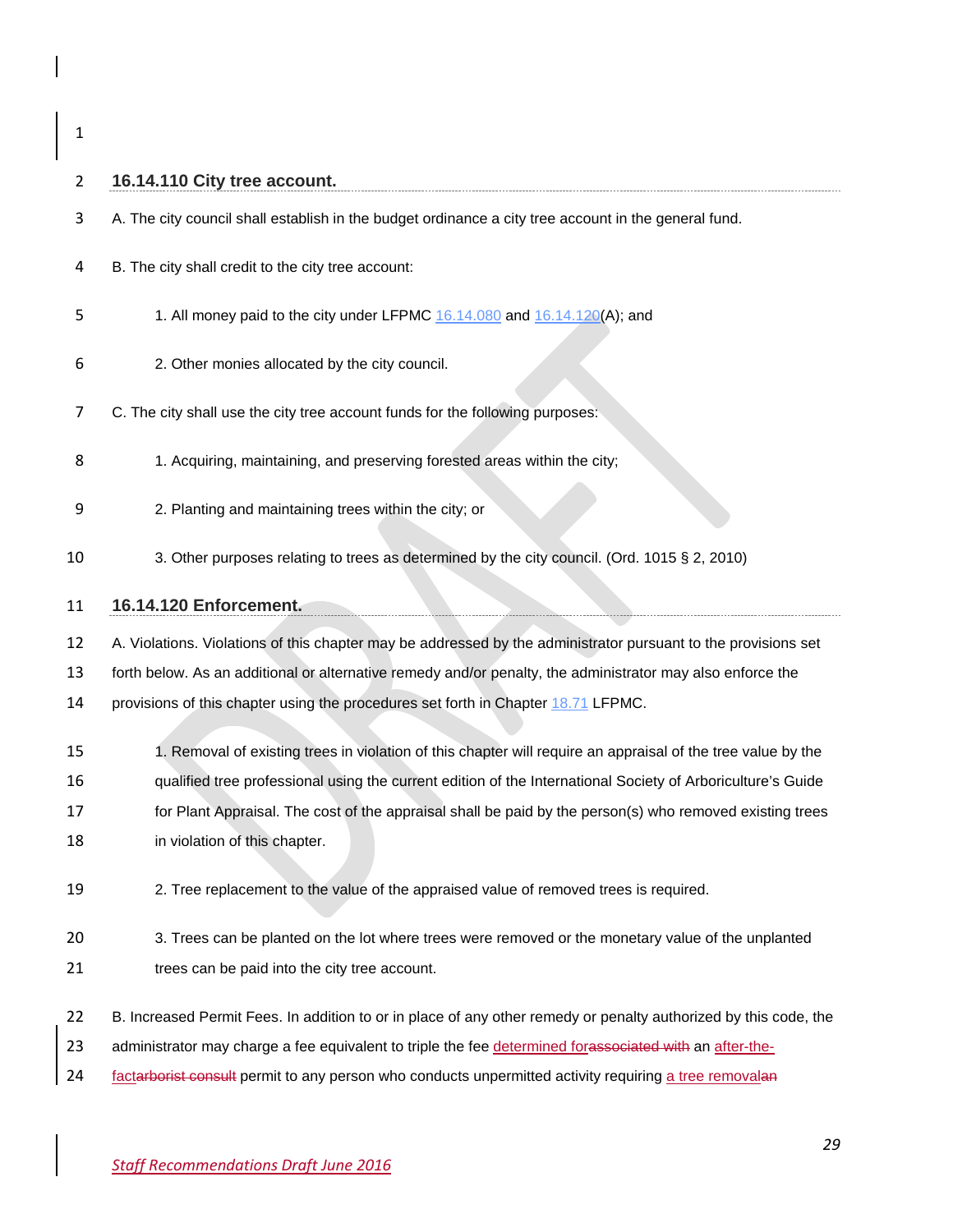## 16.14.110 City tree account.

A. The city council shall establish in the budget ordinance a city tree account in the general fund.

B. The city shall credit to the city tree account:

1. All money paid to the city under LFPMC 16.14.080 and 16.14.120(A); and

2. Other monies allocated by the city council.

C. The city shall use the city tree account funds for the following purposes:

1. Acquiring, maintaining, and preserving forested areas within the city;

2. Planting and maintaining trees within the city; or

3. Other purposes relating to trees as determined by the city council. (Ord. 1015 § 2, 2010)

## 16.14.120 Enforcement.

A. Violations. Violations of this chapter may be addressed by the administrator pursuant to the provisions set forth below. As an additional or alternative remedy and/or penalty, the administrator may also enforce the provisions of this chapter using the procedures set forth in Chapter 18.71 LFPMC.

1. Removal of existing trees in violation of this chapter will require an appraisal of the tree value by the qualified tree professional using the current edition of the International Society of Arboriculture's Guide for Plant Appraisal. The cost of the appraisal shall be paid by the person(s) who removed existing trees in violation of this chapter.

2. Tree replacement to the value of the appraised value of removed trees is required.

3. Trees can be planted on the lot where trees were removed or the monetary value of the unplanted trees can be paid into the city tree account.

B. Increased Permit Fees. In addition to or in place of any other remedy or penalty authorized by this code, the administrator may charge a fee equivalent to triple the fee determined for~~associated with~~ an after-the-fact~~arborist consult~~ permit to any person who conducts unpermitted activity requiring a tree removal~~an~~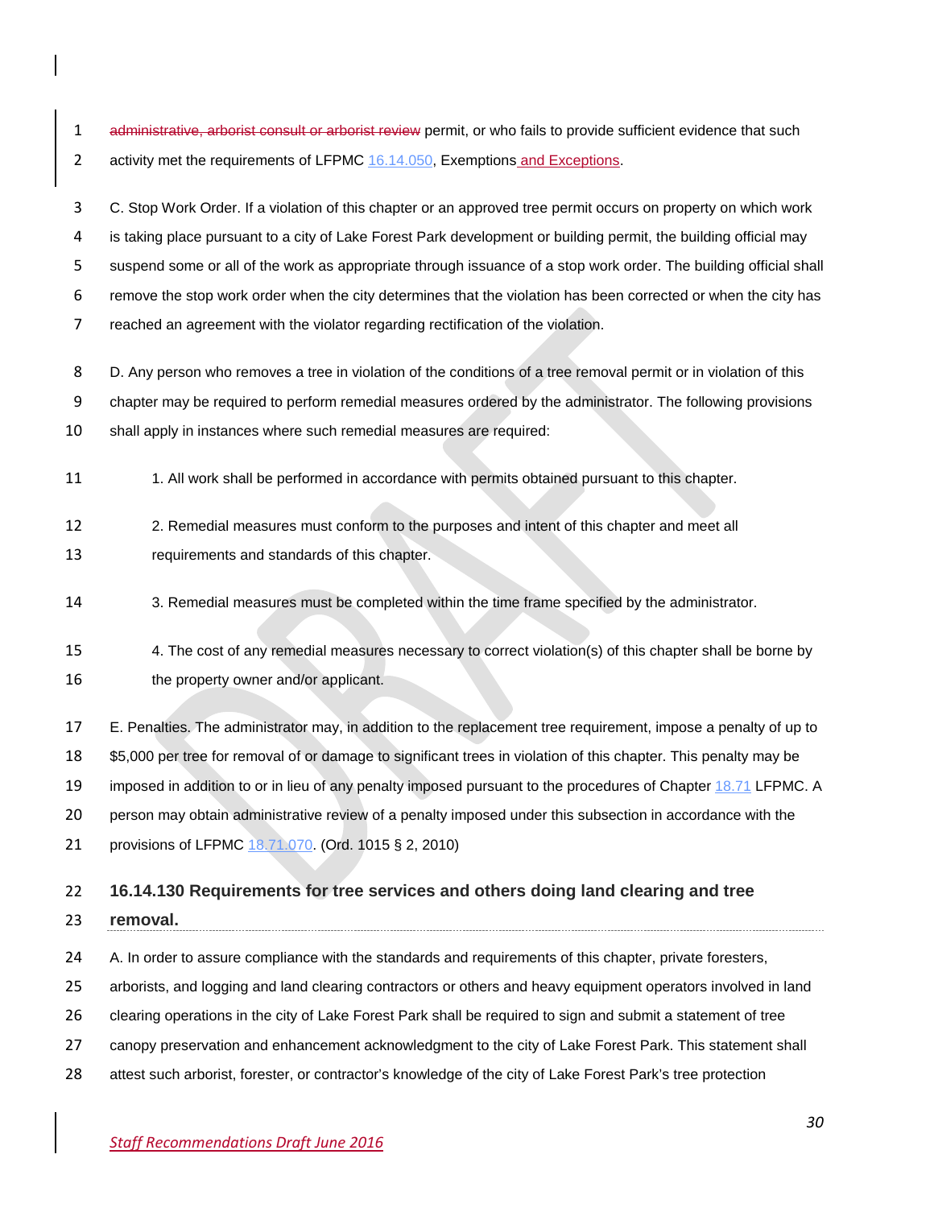~~administrative, arborist consult or arborist review~~ permit, or who fails to provide sufficient evidence that such activity met the requirements of LFPMC 16.14.050, Exemptions and Exceptions.

C. Stop Work Order. If a violation of this chapter or an approved tree permit occurs on property on which work is taking place pursuant to a city of Lake Forest Park development or building permit, the building official may suspend some or all of the work as appropriate through issuance of a stop work order. The building official shall remove the stop work order when the city determines that the violation has been corrected or when the city has reached an agreement with the violator regarding rectification of the violation.

D. Any person who removes a tree in violation of the conditions of a tree removal permit or in violation of this chapter may be required to perform remedial measures ordered by the administrator. The following provisions shall apply in instances where such remedial measures are required:

1. All work shall be performed in accordance with permits obtained pursuant to this chapter.

2. Remedial measures must conform to the purposes and intent of this chapter and meet all requirements and standards of this chapter.

3. Remedial measures must be completed within the time frame specified by the administrator.

4. The cost of any remedial measures necessary to correct violation(s) of this chapter shall be borne by the property owner and/or applicant.

E. Penalties. The administrator may, in addition to the replacement tree requirement, impose a penalty of up to $5,000 per tree for removal of or damage to significant trees in violation of this chapter. This penalty may be imposed in addition to or in lieu of any penalty imposed pursuant to the procedures of Chapter 18.71 LFPMC. A person may obtain administrative review of a penalty imposed under this subsection in accordance with the provisions of LFPMC 18.71.070. (Ord. 1015 § 2, 2010)

## 16.14.130 Requirements for tree services and others doing land clearing and tree removal.

A. In order to assure compliance with the standards and requirements of this chapter, private foresters, arborists, and logging and land clearing contractors or others and heavy equipment operators involved in land clearing operations in the city of Lake Forest Park shall be required to sign and submit a statement of tree canopy preservation and enhancement acknowledgment to the city of Lake Forest Park. This statement shall attest such arborist, forester, or contractor's knowledge of the city of Lake Forest Park's tree protection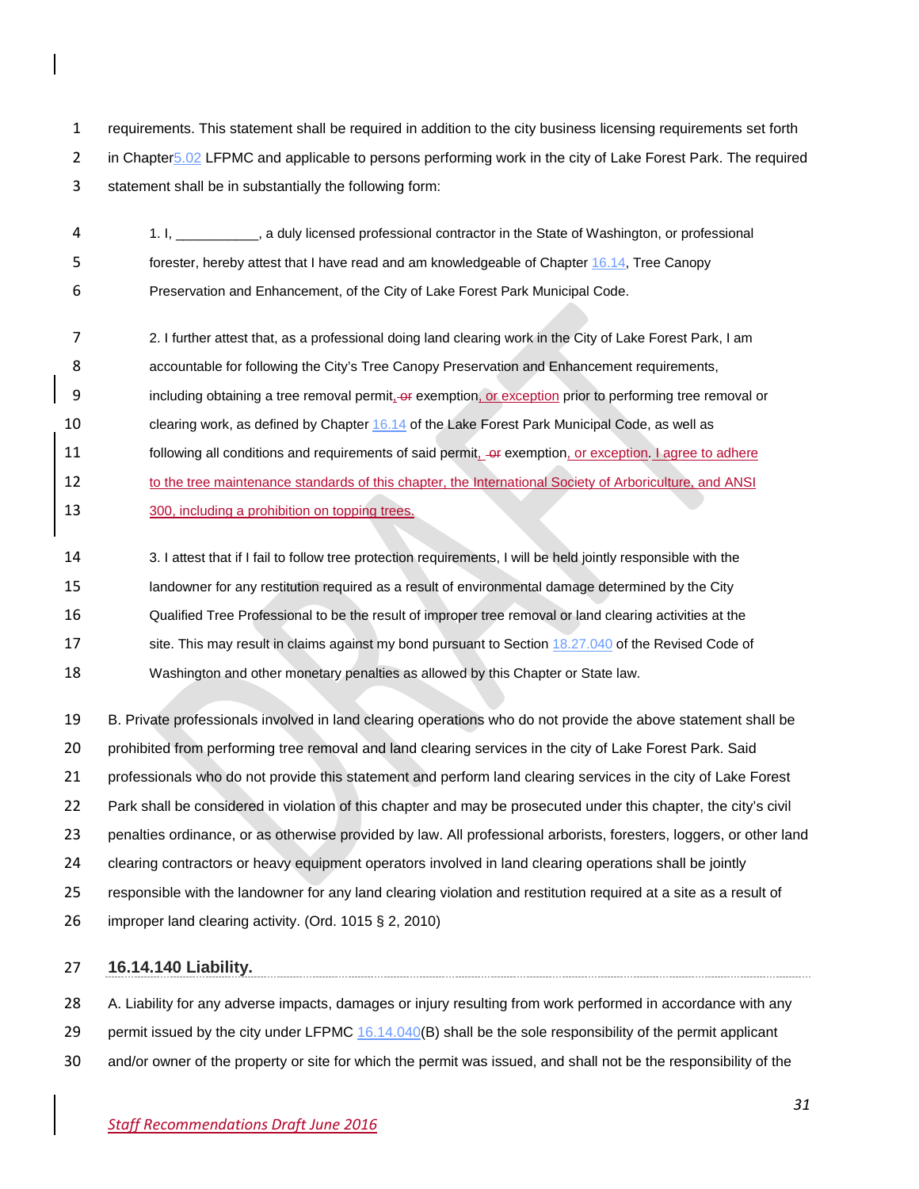requirements. This statement shall be required in addition to the city business licensing requirements set forth in Chapter5.02 LFPMC and applicable to persons performing work in the city of Lake Forest Park. The required statement shall be in substantially the following form:

1. I, ___________, a duly licensed professional contractor in the State of Washington, or professional forester, hereby attest that I have read and am knowledgeable of Chapter 16.14, Tree Canopy Preservation and Enhancement, of the City of Lake Forest Park Municipal Code.

2. I further attest that, as a professional doing land clearing work in the City of Lake Forest Park, I am accountable for following the City's Tree Canopy Preservation and Enhancement requirements, including obtaining a tree removal permit, ~~or~~ exemption, or exception prior to performing tree removal or clearing work, as defined by Chapter 16.14 of the Lake Forest Park Municipal Code, as well as following all conditions and requirements of said permit, ~~or~~ exemption, or exception. I agree to adhere to the tree maintenance standards of this chapter, the International Society of Arboriculture, and ANSI 300, including a prohibition on topping trees.

3. I attest that if I fail to follow tree protection requirements, I will be held jointly responsible with the landowner for any restitution required as a result of environmental damage determined by the City Qualified Tree Professional to be the result of improper tree removal or land clearing activities at the site. This may result in claims against my bond pursuant to Section 18.27.040 of the Revised Code of Washington and other monetary penalties as allowed by this Chapter or State law.

B. Private professionals involved in land clearing operations who do not provide the above statement shall be prohibited from performing tree removal and land clearing services in the city of Lake Forest Park. Said professionals who do not provide this statement and perform land clearing services in the city of Lake Forest Park shall be considered in violation of this chapter and may be prosecuted under this chapter, the city's civil penalties ordinance, or as otherwise provided by law. All professional arborists, foresters, loggers, or other land clearing contractors or heavy equipment operators involved in land clearing operations shall be jointly responsible with the landowner for any land clearing violation and restitution required at a site as a result of improper land clearing activity. (Ord. 1015 § 2, 2010)

## 16.14.140 Liability.

A. Liability for any adverse impacts, damages or injury resulting from work performed in accordance with any permit issued by the city under LFPMC 16.14.040(B) shall be the sole responsibility of the permit applicant and/or owner of the property or site for which the permit was issued, and shall not be the responsibility of the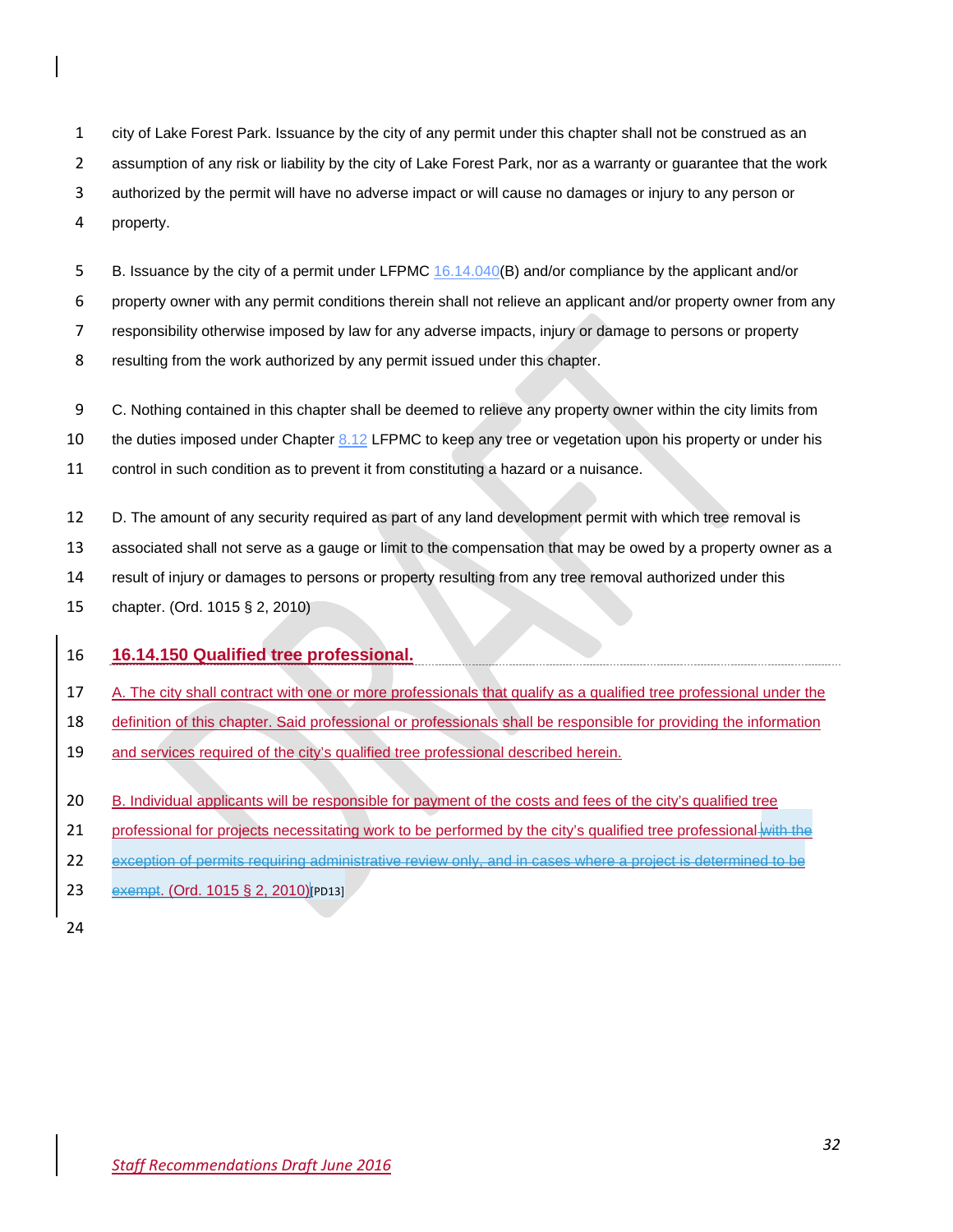city of Lake Forest Park. Issuance by the city of any permit under this chapter shall not be construed as an assumption of any risk or liability by the city of Lake Forest Park, nor as a warranty or guarantee that the work authorized by the permit will have no adverse impact or will cause no damages or injury to any person or property.

B. Issuance by the city of a permit under LFPMC 16.14.040(B) and/or compliance by the applicant and/or property owner with any permit conditions therein shall not relieve an applicant and/or property owner from any responsibility otherwise imposed by law for any adverse impacts, injury or damage to persons or property resulting from the work authorized by any permit issued under this chapter.

C. Nothing contained in this chapter shall be deemed to relieve any property owner within the city limits from the duties imposed under Chapter 8.12 LFPMC to keep any tree or vegetation upon his property or under his control in such condition as to prevent it from constituting a hazard or a nuisance.

D. The amount of any security required as part of any land development permit with which tree removal is associated shall not serve as a gauge or limit to the compensation that may be owed by a property owner as a result of injury or damages to persons or property resulting from any tree removal authorized under this chapter. (Ord. 1015 § 2, 2010)

## 16.14.150 Qualified tree professional.

A. The city shall contract with one or more professionals that qualify as a qualified tree professional under the definition of this chapter. Said professional or professionals shall be responsible for providing the information and services required of the city's qualified tree professional described herein.

B. Individual applicants will be responsible for payment of the costs and fees of the city's qualified tree professional for projects necessitating work to be performed by the city's qualified tree professional ~~with the exception of permits requiring administrative review only, and in cases where a project is determined to be exempt~~. (Ord. 1015 § 2, 2010)[PD13]

*Staff Recommendations Draft June 2016*